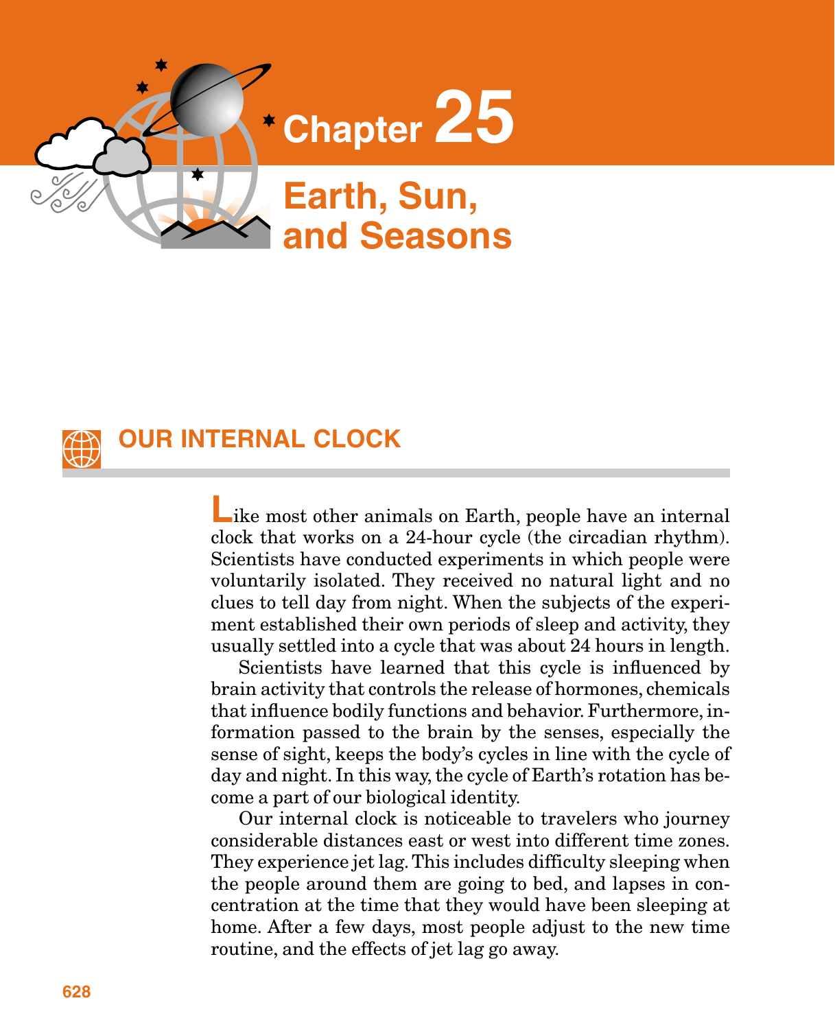# Chapter 25

# Earth, Sun, and Seasons

## OUR INTERNAL CLOCK

Like most other animals on Earth, people have an internal clock that works on a 24-hour cycle (the circadian rhythm). Scientists have conducted experiments in which people were voluntarily isolated. They received no natural light and no clues to tell day from night. When the subjects of the experiment established their own periods of sleep and activity, they usually settled into a cycle that was about 24 hours in length.

Scientists have learned that this cycle is influenced by brain activity that controls the release of hormones, chemicals that influence bodily functions and behavior. Furthermore, information passed to the brain by the senses, especially the sense of sight, keeps the body's cycles in line with the cycle of day and night. In this way, the cycle of Earth's rotation has become a part of our biological identity.

Our internal clock is noticeable to travelers who journey considerable distances east or west into different time zones. They experience jet lag. This includes difficulty sleeping when the people around them are going to bed, and lapses in concentration at the time that they would have been sleeping at home. After a few days, most people adjust to the new time routine, and the effects of jet lag go away.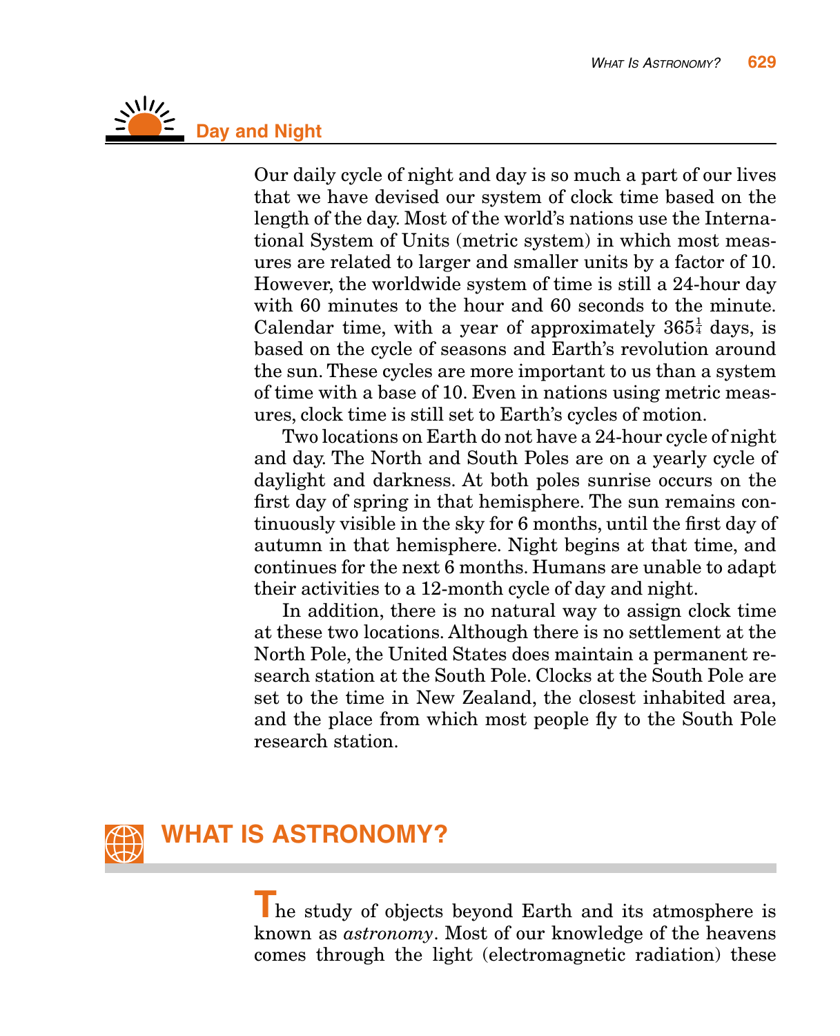### Day and Night

Our daily cycle of night and day is so much a part of our lives that we have devised our system of clock time based on the length of the day. Most of the world's nations use the International System of Units (metric system) in which most measures are related to larger and smaller units by a factor of 10. However, the worldwide system of time is still a 24-hour day with 60 minutes to the hour and 60 seconds to the minute. Calendar time, with a year of approximately $365\frac{1}{4}$ days, is based on the cycle of seasons and Earth's revolution around the sun. These cycles are more important to us than a system of time with a base of 10. Even in nations using metric measures, clock time is still set to Earth's cycles of motion.

Two locations on Earth do not have a 24-hour cycle of night and day. The North and South Poles are on a yearly cycle of daylight and darkness. At both poles sunrise occurs on the first day of spring in that hemisphere. The sun remains continuously visible in the sky for 6 months, until the first day of autumn in that hemisphere. Night begins at that time, and continues for the next 6 months. Humans are unable to adapt their activities to a 12-month cycle of day and night.

In addition, there is no natural way to assign clock time at these two locations. Although there is no settlement at the North Pole, the United States does maintain a permanent research station at the South Pole. Clocks at the South Pole are set to the time in New Zealand, the closest inhabited area, and the place from which most people fly to the South Pole research station.

## WHAT IS ASTRONOMY?

The study of objects beyond Earth and its atmosphere is known as *astronomy*. Most of our knowledge of the heavens comes through the light (electromagnetic radiation) these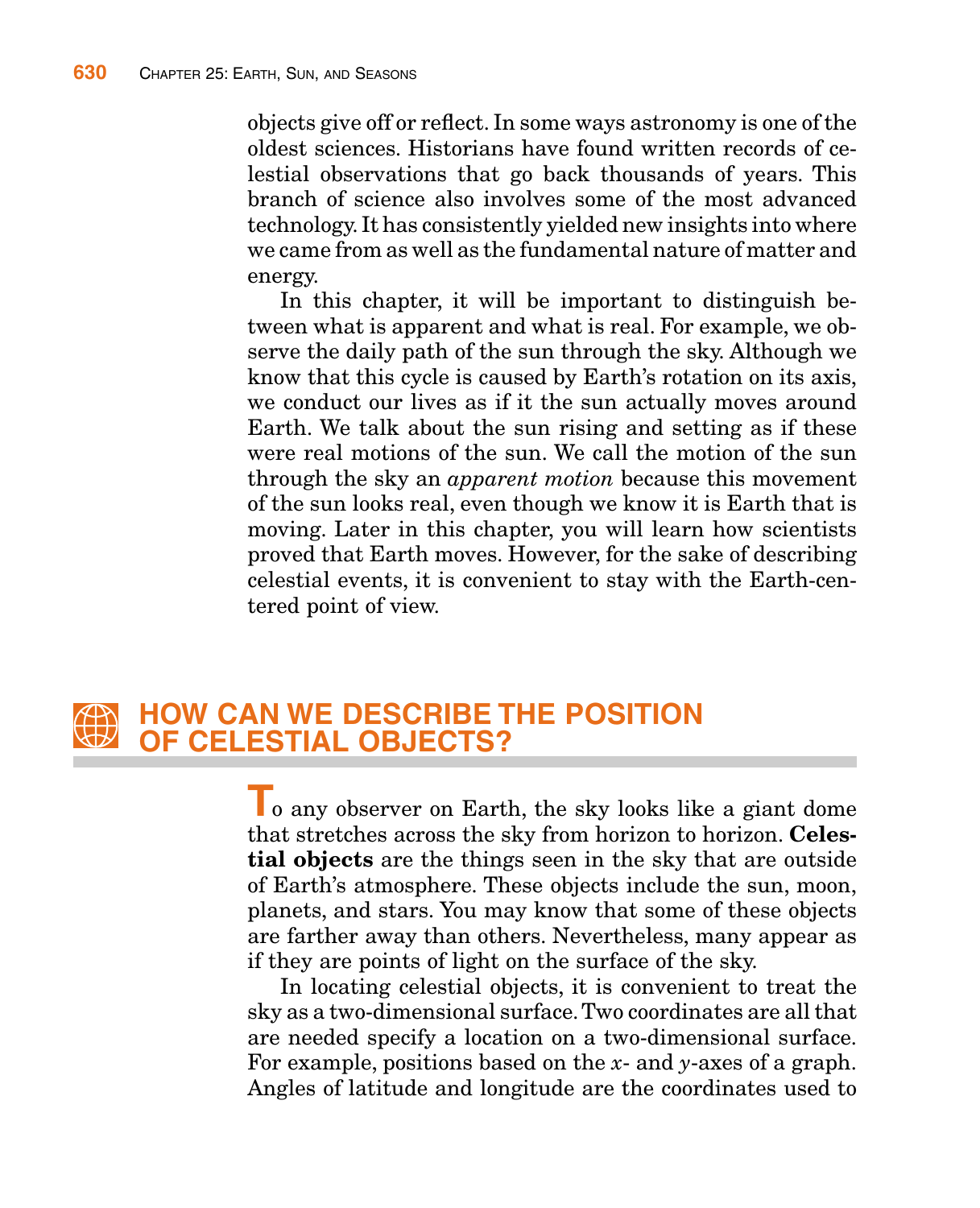objects give off or reflect. In some ways astronomy is one of the oldest sciences. Historians have found written records of celestial observations that go back thousands of years. This branch of science also involves some of the most advanced technology. It has consistently yielded new insights into where we came from as well as the fundamental nature of matter and energy.

In this chapter, it will be important to distinguish between what is apparent and what is real. For example, we observe the daily path of the sun through the sky. Although we know that this cycle is caused by Earth's rotation on its axis, we conduct our lives as if it the sun actually moves around Earth. We talk about the sun rising and setting as if these were real motions of the sun. We call the motion of the sun through the sky an *apparent motion* because this movement of the sun looks real, even though we know it is Earth that is moving. Later in this chapter, you will learn how scientists proved that Earth moves. However, for the sake of describing celestial events, it is convenient to stay with the Earth-centered point of view.

## HOW CAN WE DESCRIBE THE POSITION OF CELESTIAL OBJECTS?

To any observer on Earth, the sky looks like a giant dome that stretches across the sky from horizon to horizon. **Celestial objects** are the things seen in the sky that are outside of Earth's atmosphere. These objects include the sun, moon, planets, and stars. You may know that some of these objects are farther away than others. Nevertheless, many appear as if they are points of light on the surface of the sky.

In locating celestial objects, it is convenient to treat the sky as a two-dimensional surface. Two coordinates are all that are needed specify a location on a two-dimensional surface. For example, positions based on the *x*- and *y*-axes of a graph. Angles of latitude and longitude are the coordinates used to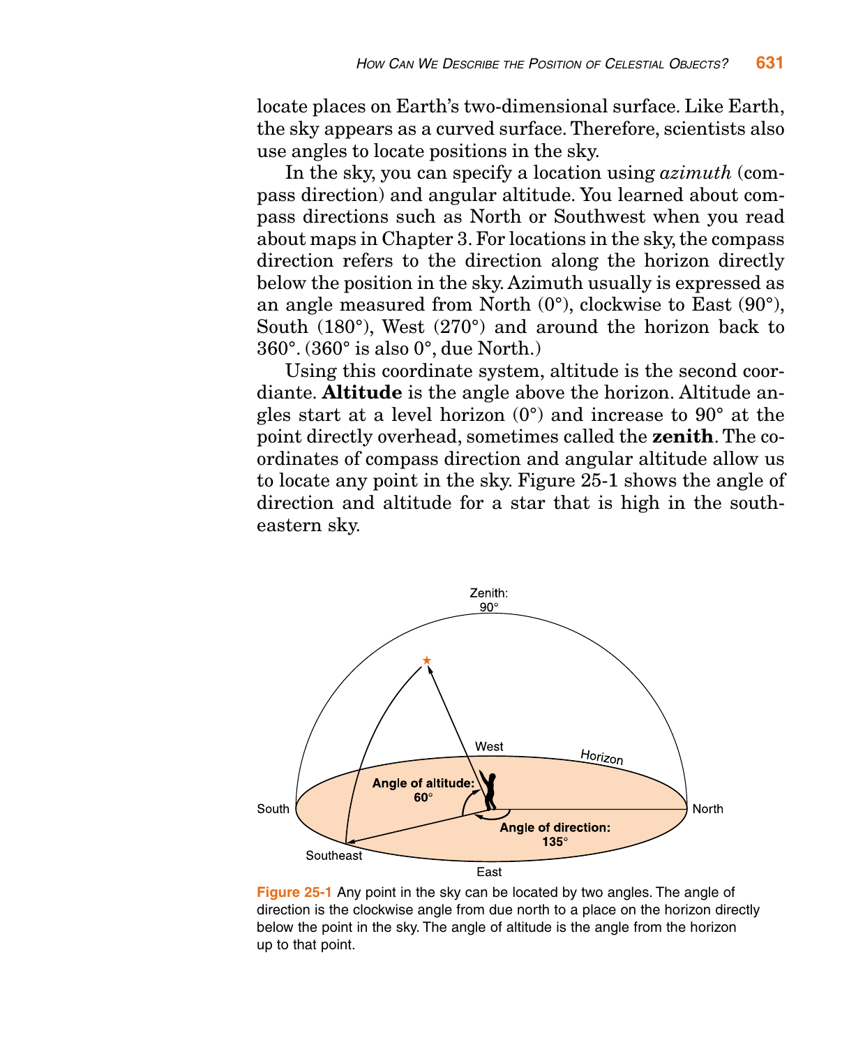locate places on Earth's two-dimensional surface. Like Earth, the sky appears as a curved surface. Therefore, scientists also use angles to locate positions in the sky.

In the sky, you can specify a location using *azimuth* (compass direction) and angular altitude. You learned about compass directions such as North or Southwest when you read about maps in Chapter 3. For locations in the sky, the compass direction refers to the direction along the horizon directly below the position in the sky. Azimuth usually is expressed as an angle measured from North (0°), clockwise to East (90°), South (180°), West (270°) and around the horizon back to 360°. (360° is also 0°, due North.)

Using this coordinate system, altitude is the second coordiante. **Altitude** is the angle above the horizon. Altitude angles start at a level horizon (0°) and increase to 90° at the point directly overhead, sometimes called the **zenith**. The coordinates of compass direction and angular altitude allow us to locate any point in the sky. Figure 25-1 shows the angle of direction and altitude for a star that is high in the southeastern sky.

Zenith: 90°

West

Horizon

Angle of altitude: 60°

South

North

Angle of direction: 135°

Southeast

East

Figure 25-1 Any point in the sky can be located by two angles. The angle of direction is the clockwise angle from due north to a place on the horizon directly below the point in the sky. The angle of altitude is the angle from the horizon up to that point.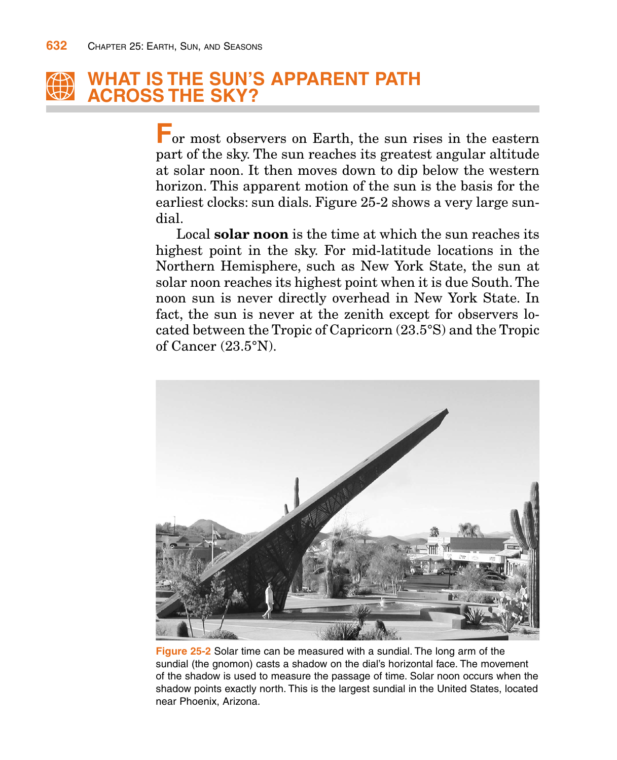## WHAT IS THE SUN'S APPARENT PATH ACROSS THE SKY?

For most observers on Earth, the sun rises in the eastern part of the sky. The sun reaches its greatest angular altitude at solar noon. It then moves down to dip below the western horizon. This apparent motion of the sun is the basis for the earliest clocks: sun dials. Figure 25-2 shows a very large sundial.

Local **solar noon** is the time at which the sun reaches its highest point in the sky. For mid-latitude locations in the Northern Hemisphere, such as New York State, the sun at solar noon reaches its highest point when it is due South. The noon sun is never directly overhead in New York State. In fact, the sun is never at the zenith except for observers located between the Tropic of Capricorn (23.5°S) and the Tropic of Cancer (23.5°N).

**Figure 25-2** Solar time can be measured with a sundial. The long arm of the sundial (the gnomon) casts a shadow on the dial's horizontal face. The movement of the shadow is used to measure the passage of time. Solar noon occurs when the shadow points exactly north. This is the largest sundial in the United States, located near Phoenix, Arizona.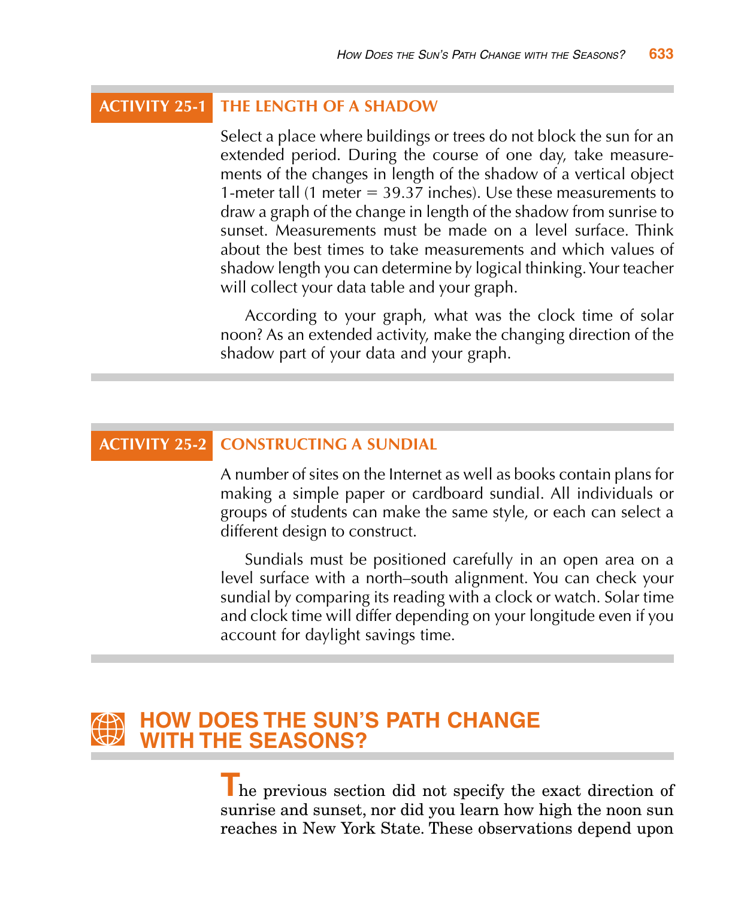## ACTIVITY 25-1 THE LENGTH OF A SHADOW

Select a place where buildings or trees do not block the sun for an extended period. During the course of one day, take measurements of the changes in length of the shadow of a vertical object 1-meter tall (1 meter = 39.37 inches). Use these measurements to draw a graph of the change in length of the shadow from sunrise to sunset. Measurements must be made on a level surface. Think about the best times to take measurements and which values of shadow length you can determine by logical thinking. Your teacher will collect your data table and your graph.

According to your graph, what was the clock time of solar noon? As an extended activity, make the changing direction of the shadow part of your data and your graph.

## ACTIVITY 25-2 CONSTRUCTING A SUNDIAL

A number of sites on the Internet as well as books contain plans for making a simple paper or cardboard sundial. All individuals or groups of students can make the same style, or each can select a different design to construct.

Sundials must be positioned carefully in an open area on a level surface with a north–south alignment. You can check your sundial by comparing its reading with a clock or watch. Solar time and clock time will differ depending on your longitude even if you account for daylight savings time.

# HOW DOES THE SUN'S PATH CHANGE WITH THE SEASONS?

The previous section did not specify the exact direction of sunrise and sunset, nor did you learn how high the noon sun reaches in New York State. These observations depend upon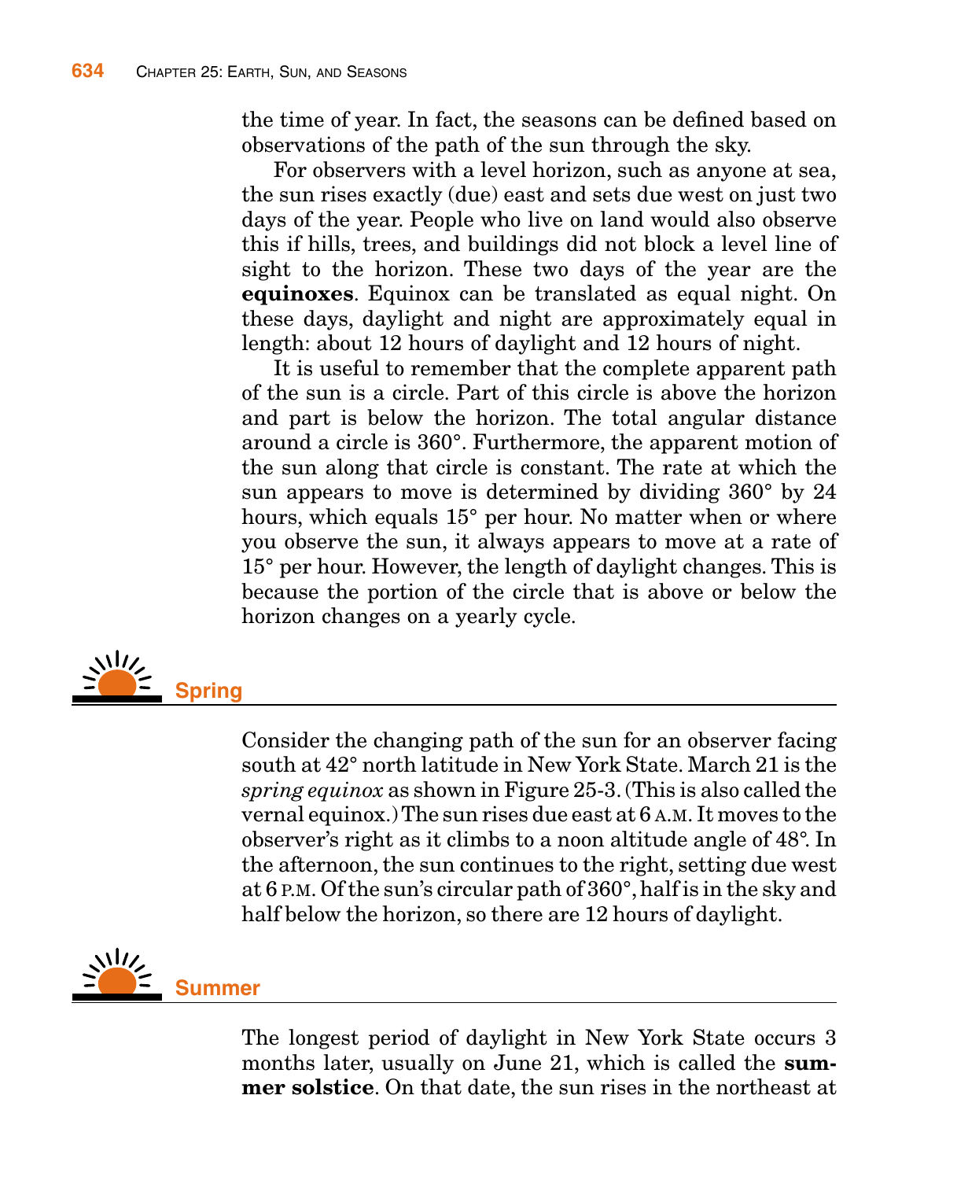the time of year. In fact, the seasons can be defined based on observations of the path of the sun through the sky.

For observers with a level horizon, such as anyone at sea, the sun rises exactly (due) east and sets due west on just two days of the year. People who live on land would also observe this if hills, trees, and buildings did not block a level line of sight to the horizon. These two days of the year are the **equinoxes**. Equinox can be translated as equal night. On these days, daylight and night are approximately equal in length: about 12 hours of daylight and 12 hours of night.

It is useful to remember that the complete apparent path of the sun is a circle. Part of this circle is above the horizon and part is below the horizon. The total angular distance around a circle is 360°. Furthermore, the apparent motion of the sun along that circle is constant. The rate at which the sun appears to move is determined by dividing 360° by 24 hours, which equals 15° per hour. No matter when or where you observe the sun, it always appears to move at a rate of 15° per hour. However, the length of daylight changes. This is because the portion of the circle that is above or below the horizon changes on a yearly cycle.

## Spring

Consider the changing path of the sun for an observer facing south at 42° north latitude in New York State. March 21 is the *spring equinox* as shown in Figure 25-3. (This is also called the vernal equinox.) The sun rises due east at 6 A.M. It moves to the observer's right as it climbs to a noon altitude angle of 48°. In the afternoon, the sun continues to the right, setting due west at 6 P.M. Of the sun's circular path of 360°, half is in the sky and half below the horizon, so there are 12 hours of daylight.

## Summer

The longest period of daylight in New York State occurs 3 months later, usually on June 21, which is called the **summer solstice**. On that date, the sun rises in the northeast at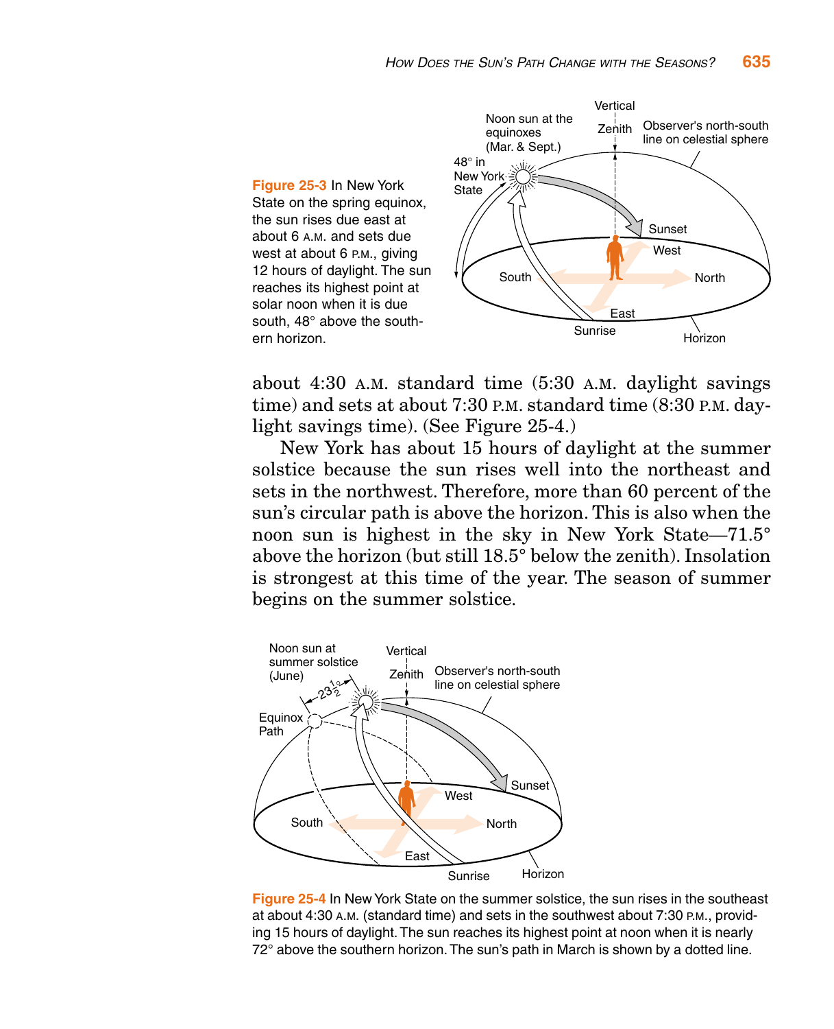Figure 25-3 In New York State on the spring equinox, the sun rises due east at about 6 A.M. and sets due west at about 6 P.M., giving 12 hours of daylight. The sun reaches its highest point at solar noon when it is due south, 48° above the southern horizon.

about 4:30 A.M. standard time (5:30 A.M. daylight savings time) and sets at about 7:30 P.M. standard time (8:30 P.M. daylight savings time). (See Figure 25-4.)

New York has about 15 hours of daylight at the summer solstice because the sun rises well into the northeast and sets in the northwest. Therefore, more than 60 percent of the sun's circular path is above the horizon. This is also when the noon sun is highest in the sky in New York State—71.5° above the horizon (but still 18.5° below the zenith). Insolation is strongest at this time of the year. The season of summer begins on the summer solstice.

Figure 25-4 In New York State on the summer solstice, the sun rises in the southeast at about 4:30 A.M. (standard time) and sets in the southwest about 7:30 P.M., providing 15 hours of daylight. The sun reaches its highest point at noon when it is nearly 72° above the southern horizon. The sun's path in March is shown by a dotted line.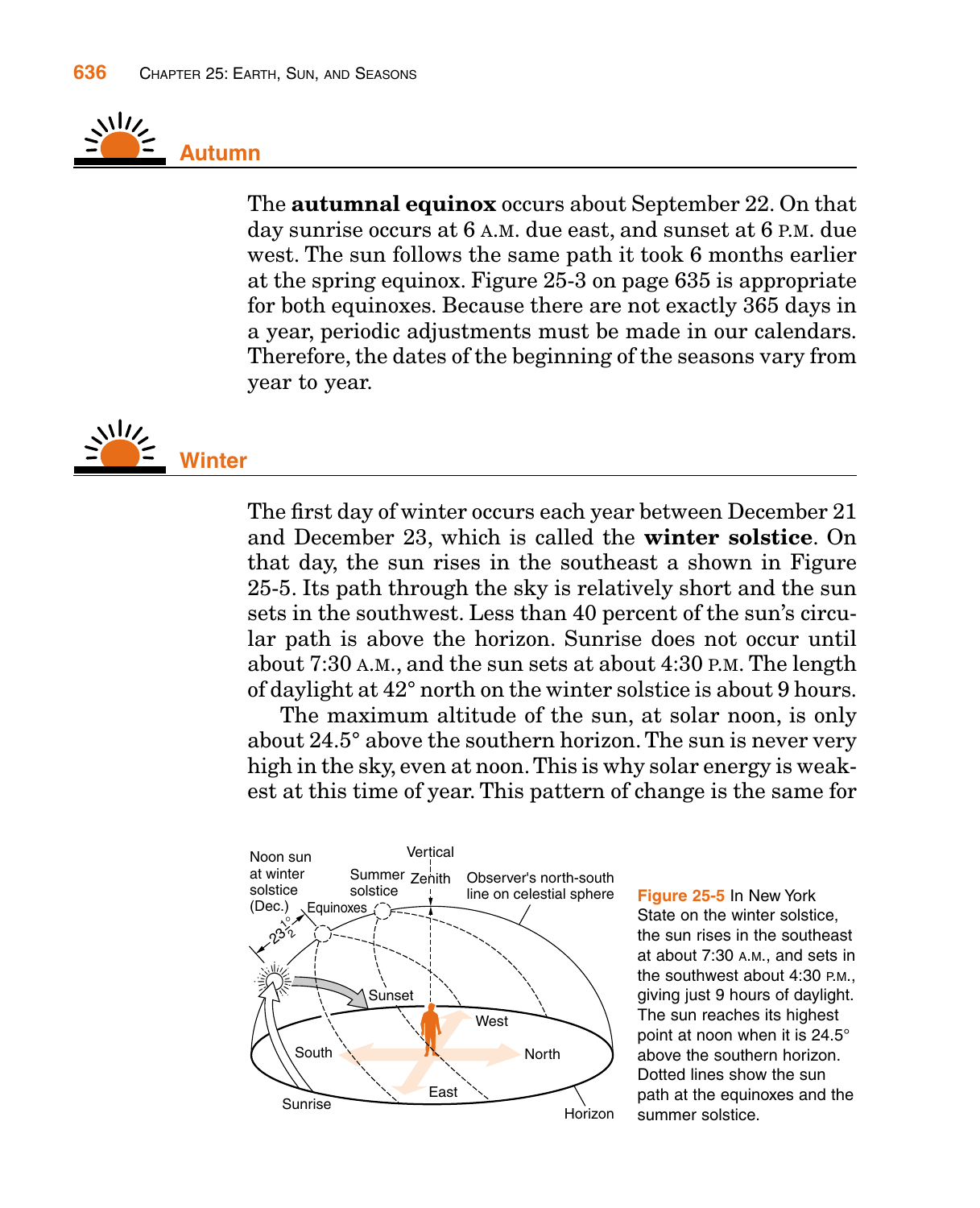## Autumn

The **autumnal equinox** occurs about September 22. On that day sunrise occurs at 6 A.M. due east, and sunset at 6 P.M. due west. The sun follows the same path it took 6 months earlier at the spring equinox. Figure 25-3 on page 635 is appropriate for both equinoxes. Because there are not exactly 365 days in a year, periodic adjustments must be made in our calendars. Therefore, the dates of the beginning of the seasons vary from year to year.

## Winter

The first day of winter occurs each year between December 21 and December 23, which is called the **winter solstice**. On that day, the sun rises in the southeast a shown in Figure 25-5. Its path through the sky is relatively short and the sun sets in the southwest. Less than 40 percent of the sun's circular path is above the horizon. Sunrise does not occur until about 7:30 A.M., and the sun sets at about 4:30 P.M. The length of daylight at 42° north on the winter solstice is about 9 hours.

The maximum altitude of the sun, at solar noon, is only about 24.5° above the southern horizon. The sun is never very high in the sky, even at noon. This is why solar energy is weakest at this time of year. This pattern of change is the same for

**Figure 25-5** In New York State on the winter solstice, the sun rises in the southeast at about 7:30 A.M., and sets in the southwest about 4:30 P.M., giving just 9 hours of daylight. The sun reaches its highest point at noon when it is 24.5° above the southern horizon. Dotted lines show the sun path at the equinoxes and the summer solstice.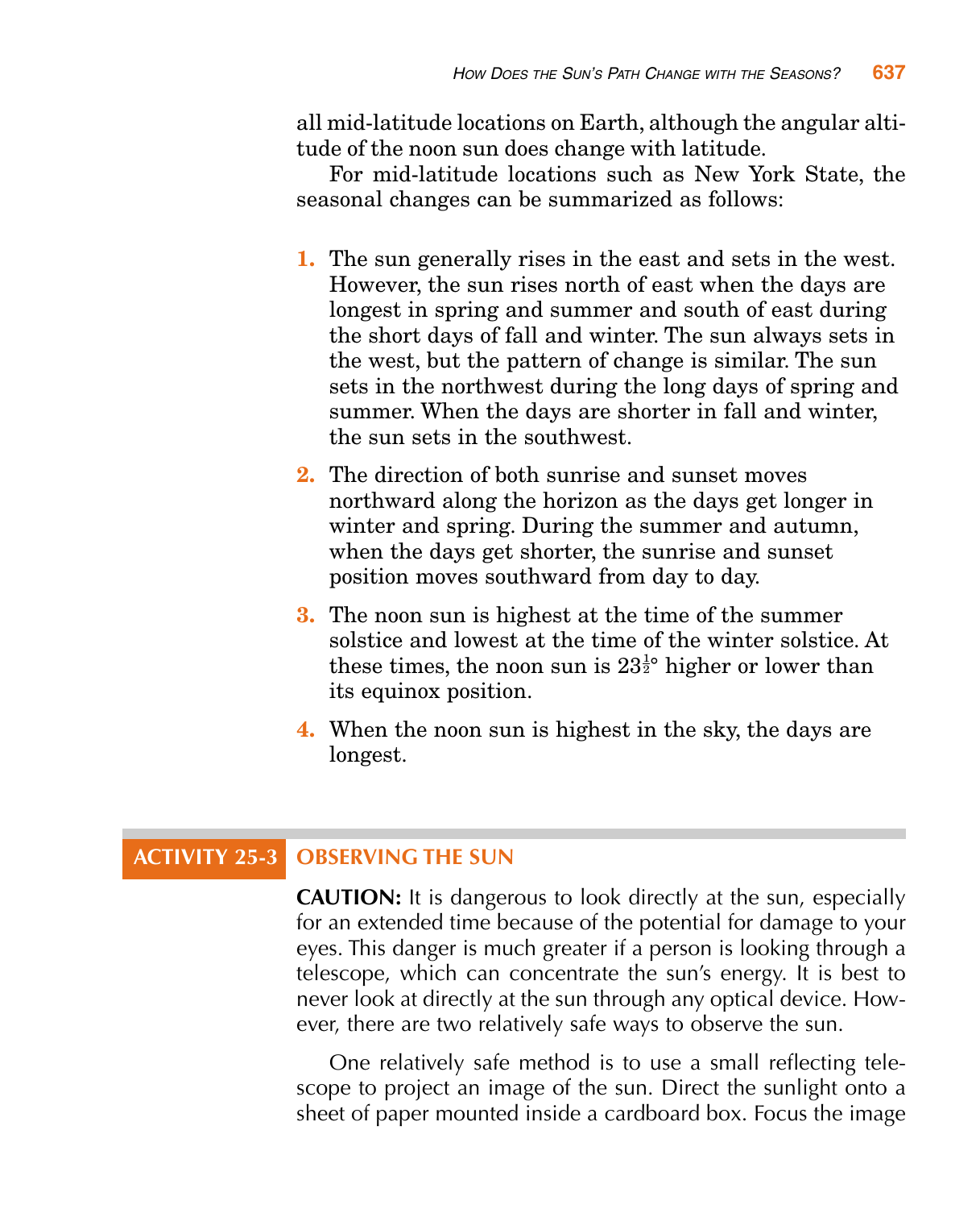all mid-latitude locations on Earth, although the angular altitude of the noon sun does change with latitude.

For mid-latitude locations such as New York State, the seasonal changes can be summarized as follows:

1. The sun generally rises in the east and sets in the west. However, the sun rises north of east when the days are longest in spring and summer and south of east during the short days of fall and winter. The sun always sets in the west, but the pattern of change is similar. The sun sets in the northwest during the long days of spring and summer. When the days are shorter in fall and winter, the sun sets in the southwest.
2. The direction of both sunrise and sunset moves northward along the horizon as the days get longer in winter and spring. During the summer and autumn, when the days get shorter, the sunrise and sunset position moves southward from day to day.
3. The noon sun is highest at the time of the summer solstice and lowest at the time of the winter solstice. At these times, the noon sun is $23\frac{1}{2}°$ higher or lower than its equinox position.
4. When the noon sun is highest in the sky, the days are longest.

## ACTIVITY 25-3 OBSERVING THE SUN

**CAUTION:** It is dangerous to look directly at the sun, especially for an extended time because of the potential for damage to your eyes. This danger is much greater if a person is looking through a telescope, which can concentrate the sun's energy. It is best to never look at directly at the sun through any optical device. However, there are two relatively safe ways to observe the sun.

One relatively safe method is to use a small reflecting telescope to project an image of the sun. Direct the sunlight onto a sheet of paper mounted inside a cardboard box. Focus the image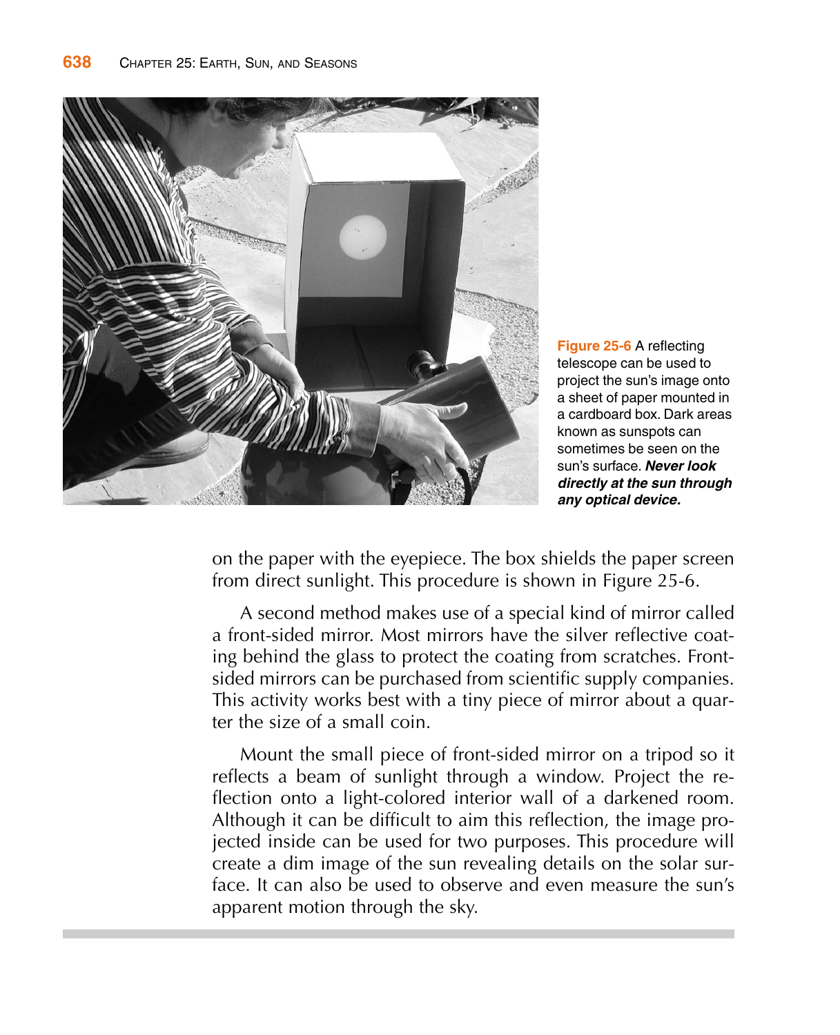**Figure 25-6** A reflecting telescope can be used to project the sun's image onto a sheet of paper mounted in a cardboard box. Dark areas known as sunspots can sometimes be seen on the sun's surface. ***Never look directly at the sun through any optical device.***

on the paper with the eyepiece. The box shields the paper screen from direct sunlight. This procedure is shown in Figure 25-6.

A second method makes use of a special kind of mirror called a front-sided mirror. Most mirrors have the silver reflective coating behind the glass to protect the coating from scratches. Front-sided mirrors can be purchased from scientific supply companies. This activity works best with a tiny piece of mirror about a quarter the size of a small coin.

Mount the small piece of front-sided mirror on a tripod so it reflects a beam of sunlight through a window. Project the reflection onto a light-colored interior wall of a darkened room. Although it can be difficult to aim this reflection, the image projected inside can be used for two purposes. This procedure will create a dim image of the sun revealing details on the solar surface. It can also be used to observe and even measure the sun's apparent motion through the sky.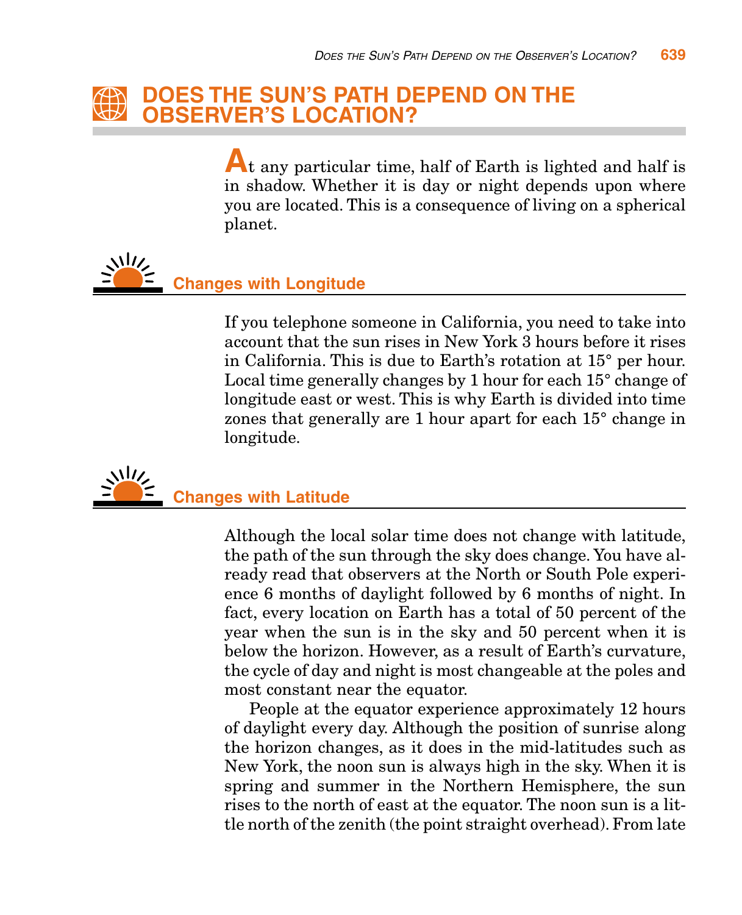# DOES THE SUN'S PATH DEPEND ON THE OBSERVER'S LOCATION?

At any particular time, half of Earth is lighted and half is in shadow. Whether it is day or night depends upon where you are located. This is a consequence of living on a spherical planet.

## Changes with Longitude

If you telephone someone in California, you need to take into account that the sun rises in New York 3 hours before it rises in California. This is due to Earth's rotation at 15° per hour. Local time generally changes by 1 hour for each 15° change of longitude east or west. This is why Earth is divided into time zones that generally are 1 hour apart for each 15° change in longitude.

## Changes with Latitude

Although the local solar time does not change with latitude, the path of the sun through the sky does change. You have already read that observers at the North or South Pole experience 6 months of daylight followed by 6 months of night. In fact, every location on Earth has a total of 50 percent of the year when the sun is in the sky and 50 percent when it is below the horizon. However, as a result of Earth's curvature, the cycle of day and night is most changeable at the poles and most constant near the equator.

People at the equator experience approximately 12 hours of daylight every day. Although the position of sunrise along the horizon changes, as it does in the mid-latitudes such as New York, the noon sun is always high in the sky. When it is spring and summer in the Northern Hemisphere, the sun rises to the north of east at the equator. The noon sun is a little north of the zenith (the point straight overhead). From late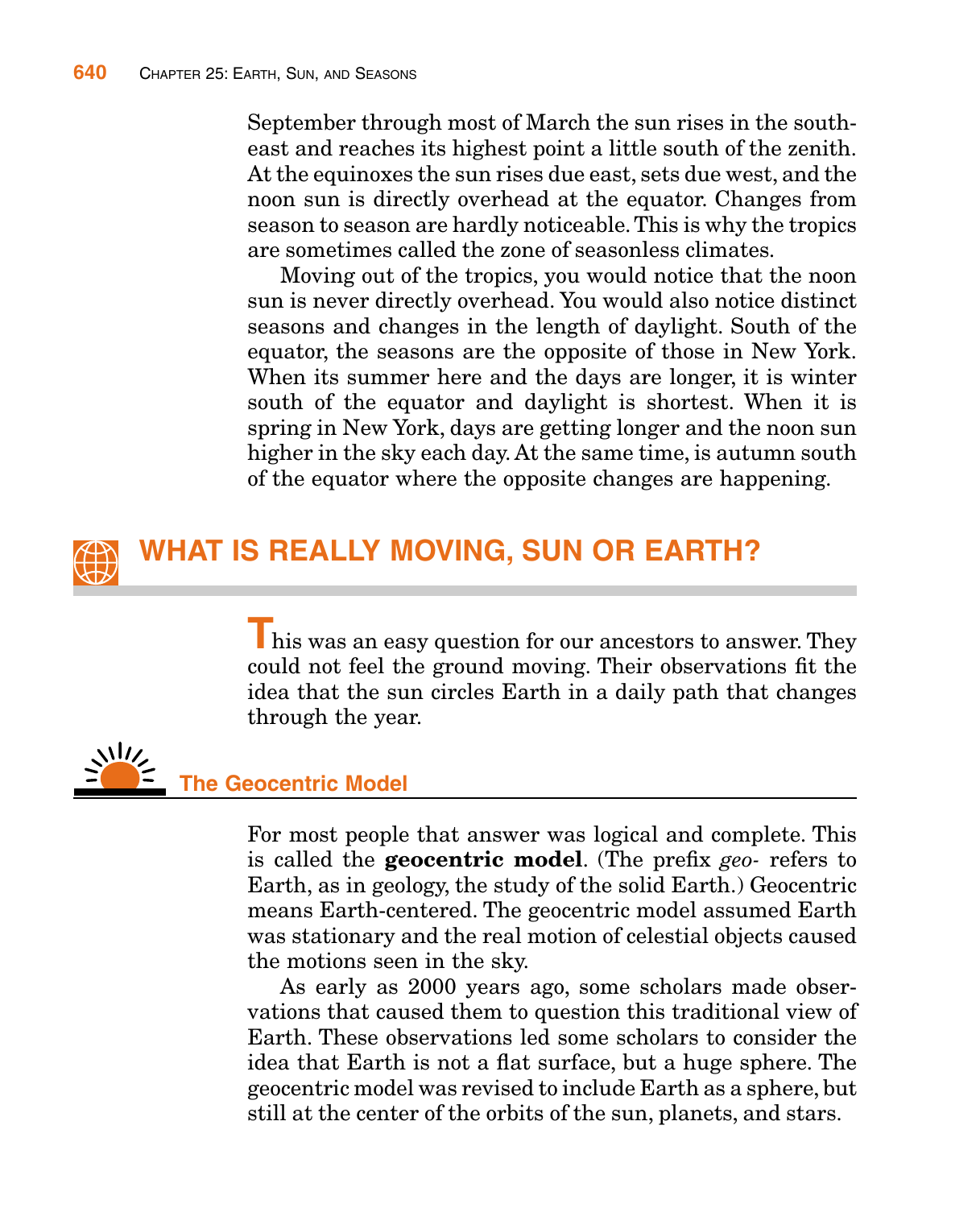September through most of March the sun rises in the southeast and reaches its highest point a little south of the zenith. At the equinoxes the sun rises due east, sets due west, and the noon sun is directly overhead at the equator. Changes from season to season are hardly noticeable. This is why the tropics are sometimes called the zone of seasonless climates.

Moving out of the tropics, you would notice that the noon sun is never directly overhead. You would also notice distinct seasons and changes in the length of daylight. South of the equator, the seasons are the opposite of those in New York. When its summer here and the days are longer, it is winter south of the equator and daylight is shortest. When it is spring in New York, days are getting longer and the noon sun higher in the sky each day. At the same time, is autumn south of the equator where the opposite changes are happening.

## WHAT IS REALLY MOVING, SUN OR EARTH?

This was an easy question for our ancestors to answer. They could not feel the ground moving. Their observations fit the idea that the sun circles Earth in a daily path that changes through the year.

### The Geocentric Model

For most people that answer was logical and complete. This is called the **geocentric model**. (The prefix *geo-* refers to Earth, as in geology, the study of the solid Earth.) Geocentric means Earth-centered. The geocentric model assumed Earth was stationary and the real motion of celestial objects caused the motions seen in the sky.

As early as 2000 years ago, some scholars made observations that caused them to question this traditional view of Earth. These observations led some scholars to consider the idea that Earth is not a flat surface, but a huge sphere. The geocentric model was revised to include Earth as a sphere, but still at the center of the orbits of the sun, planets, and stars.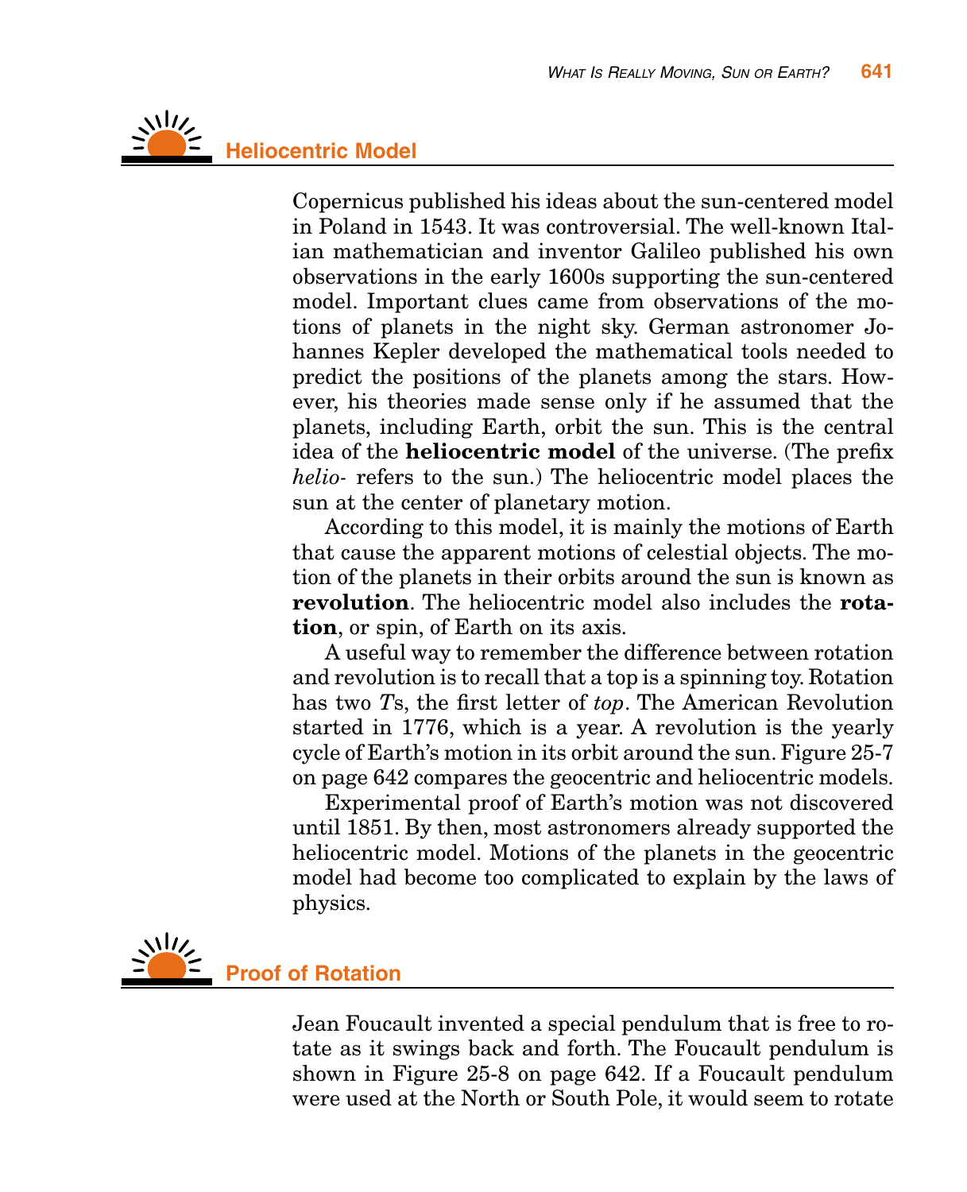## Heliocentric Model

Copernicus published his ideas about the sun-centered model in Poland in 1543. It was controversial. The well-known Italian mathematician and inventor Galileo published his own observations in the early 1600s supporting the sun-centered model. Important clues came from observations of the motions of planets in the night sky. German astronomer Johannes Kepler developed the mathematical tools needed to predict the positions of the planets among the stars. However, his theories made sense only if he assumed that the planets, including Earth, orbit the sun. This is the central idea of the **heliocentric model** of the universe. (The prefix *helio-* refers to the sun.) The heliocentric model places the sun at the center of planetary motion.

According to this model, it is mainly the motions of Earth that cause the apparent motions of celestial objects. The motion of the planets in their orbits around the sun is known as **revolution**. The heliocentric model also includes the **rotation**, or spin, of Earth on its axis.

A useful way to remember the difference between rotation and revolution is to recall that a top is a spinning toy. Rotation has two *T*s, the first letter of *top*. The American Revolution started in 1776, which is a year. A revolution is the yearly cycle of Earth's motion in its orbit around the sun. Figure 25-7 on page 642 compares the geocentric and heliocentric models.

Experimental proof of Earth's motion was not discovered until 1851. By then, most astronomers already supported the heliocentric model. Motions of the planets in the geocentric model had become too complicated to explain by the laws of physics.

## Proof of Rotation

Jean Foucault invented a special pendulum that is free to rotate as it swings back and forth. The Foucault pendulum is shown in Figure 25-8 on page 642. If a Foucault pendulum were used at the North or South Pole, it would seem to rotate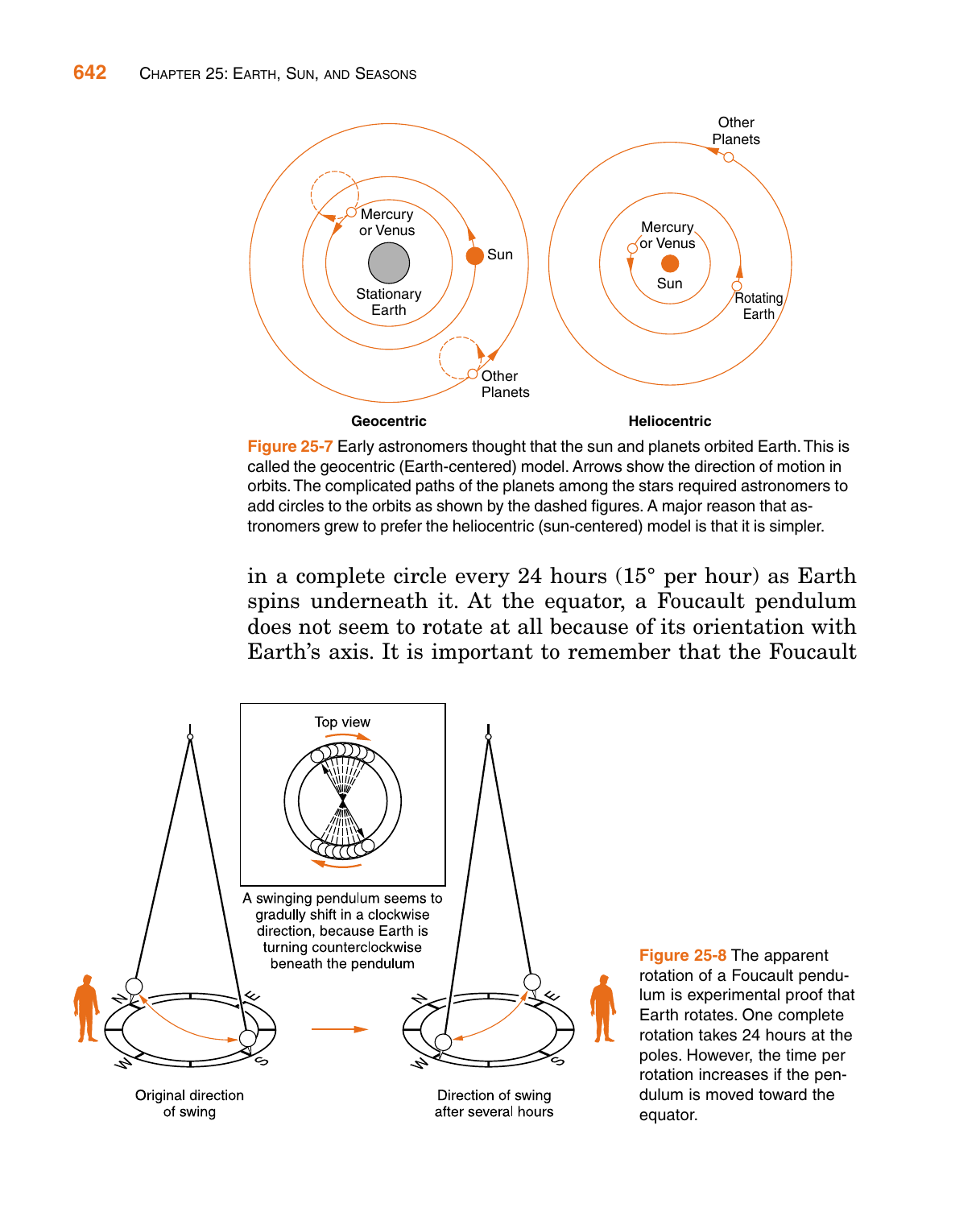Figure 25-7 Early astronomers thought that the sun and planets orbited Earth. This is called the geocentric (Earth-centered) model. Arrows show the direction of motion in orbits. The complicated paths of the planets among the stars required astronomers to add circles to the orbits as shown by the dashed figures. A major reason that astronomers grew to prefer the heliocentric (sun-centered) model is that it is simpler.

in a complete circle every 24 hours (15° per hour) as Earth spins underneath it. At the equator, a Foucault pendulum does not seem to rotate at all because of its orientation with Earth's axis. It is important to remember that the Foucault

A swinging pendulum seems to gradually shift in a clockwise direction, because Earth is turning counterclockwise beneath the pendulum

Figure 25-8 The apparent rotation of a Foucault pendulum is experimental proof that Earth rotates. One complete rotation takes 24 hours at the poles. However, the time per rotation increases if the pendulum is moved toward the equator.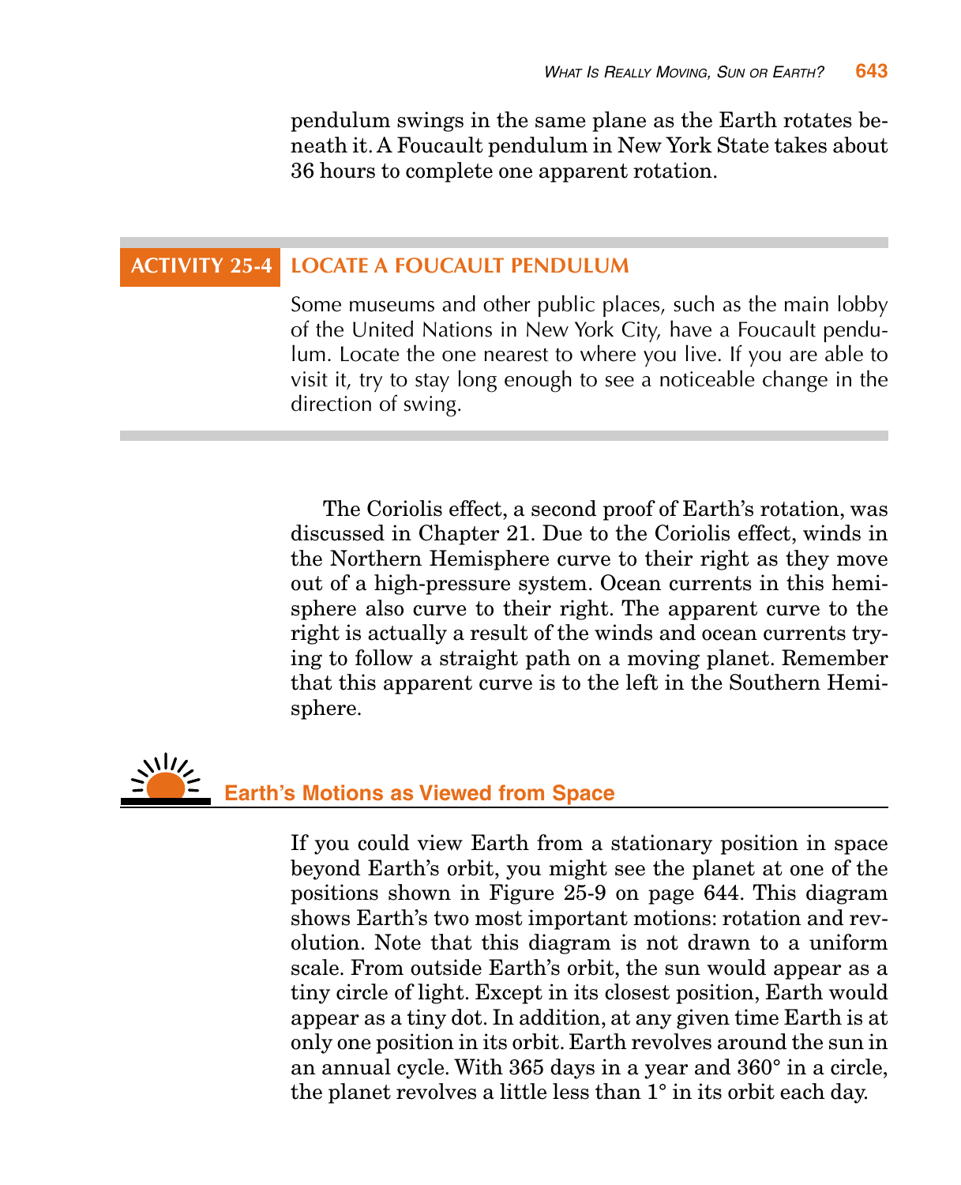pendulum swings in the same plane as the Earth rotates beneath it. A Foucault pendulum in New York State takes about 36 hours to complete one apparent rotation.

### ACTIVITY 25-4 LOCATE A FOUCAULT PENDULUM

Some museums and other public places, such as the main lobby of the United Nations in New York City, have a Foucault pendulum. Locate the one nearest to where you live. If you are able to visit it, try to stay long enough to see a noticeable change in the direction of swing.

The Coriolis effect, a second proof of Earth's rotation, was discussed in Chapter 21. Due to the Coriolis effect, winds in the Northern Hemisphere curve to their right as they move out of a high-pressure system. Ocean currents in this hemisphere also curve to their right. The apparent curve to the right is actually a result of the winds and ocean currents trying to follow a straight path on a moving planet. Remember that this apparent curve is to the left in the Southern Hemisphere.

## Earth's Motions as Viewed from Space

If you could view Earth from a stationary position in space beyond Earth's orbit, you might see the planet at one of the positions shown in Figure 25-9 on page 644. This diagram shows Earth's two most important motions: rotation and revolution. Note that this diagram is not drawn to a uniform scale. From outside Earth's orbit, the sun would appear as a tiny circle of light. Except in its closest position, Earth would appear as a tiny dot. In addition, at any given time Earth is at only one position in its orbit. Earth revolves around the sun in an annual cycle. With 365 days in a year and 360° in a circle, the planet revolves a little less than 1° in its orbit each day.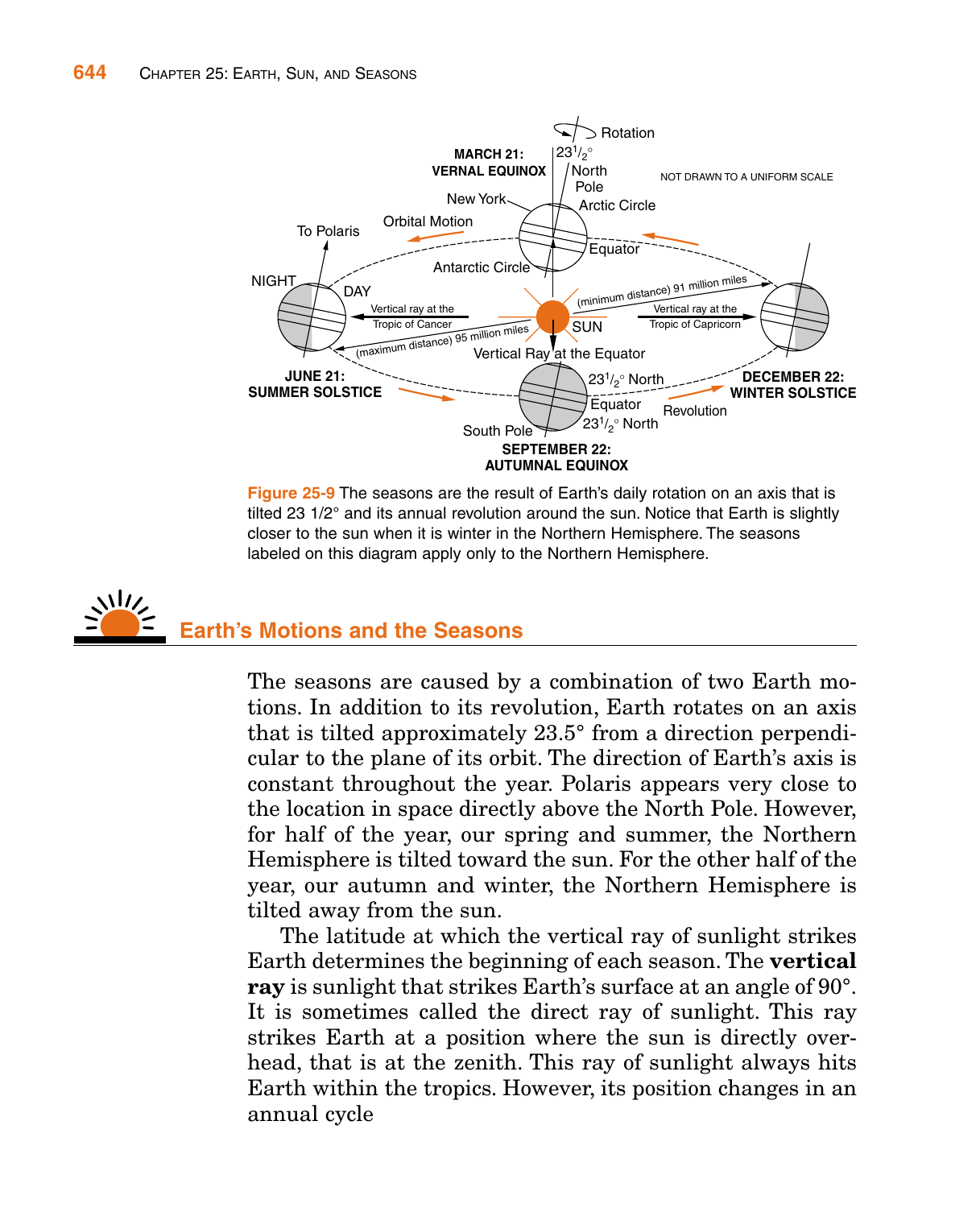Figure 25-9 The seasons are the result of Earth's daily rotation on an axis that is tilted 23 1/2° and its annual revolution around the sun. Notice that Earth is slightly closer to the sun when it is winter in the Northern Hemisphere. The seasons labeled on this diagram apply only to the Northern Hemisphere.

## Earth's Motions and the Seasons

The seasons are caused by a combination of two Earth motions. In addition to its revolution, Earth rotates on an axis that is tilted approximately 23.5° from a direction perpendicular to the plane of its orbit. The direction of Earth's axis is constant throughout the year. Polaris appears very close to the location in space directly above the North Pole. However, for half of the year, our spring and summer, the Northern Hemisphere is tilted toward the sun. For the other half of the year, our autumn and winter, the Northern Hemisphere is tilted away from the sun.

The latitude at which the vertical ray of sunlight strikes Earth determines the beginning of each season. The **vertical ray** is sunlight that strikes Earth's surface at an angle of 90°. It is sometimes called the direct ray of sunlight. This ray strikes Earth at a position where the sun is directly overhead, that is at the zenith. This ray of sunlight always hits Earth within the tropics. However, its position changes in an annual cycle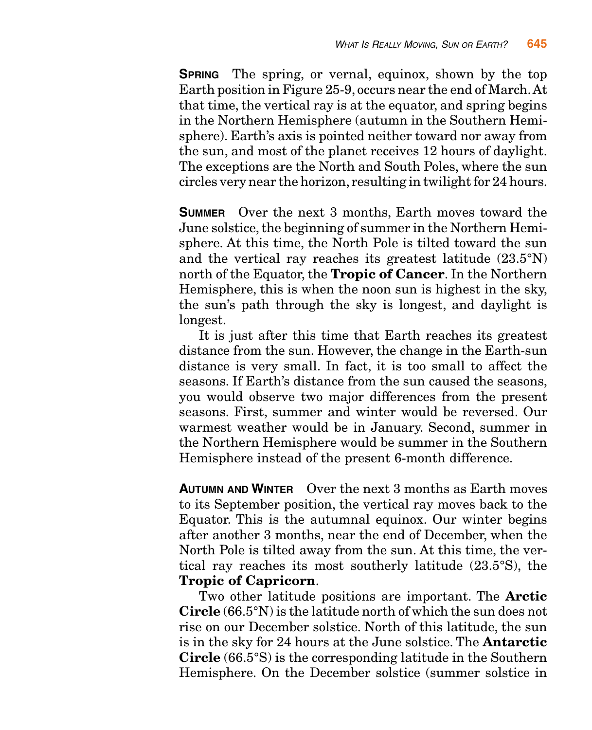**Spring** The spring, or vernal, equinox, shown by the top Earth position in Figure 25-9, occurs near the end of March. At that time, the vertical ray is at the equator, and spring begins in the Northern Hemisphere (autumn in the Southern Hemisphere). Earth's axis is pointed neither toward nor away from the sun, and most of the planet receives 12 hours of daylight. The exceptions are the North and South Poles, where the sun circles very near the horizon, resulting in twilight for 24 hours.

**Summer** Over the next 3 months, Earth moves toward the June solstice, the beginning of summer in the Northern Hemisphere. At this time, the North Pole is tilted toward the sun and the vertical ray reaches its greatest latitude (23.5°N) north of the Equator, the **Tropic of Cancer**. In the Northern Hemisphere, this is when the noon sun is highest in the sky, the sun's path through the sky is longest, and daylight is longest.

It is just after this time that Earth reaches its greatest distance from the sun. However, the change in the Earth-sun distance is very small. In fact, it is too small to affect the seasons. If Earth's distance from the sun caused the seasons, you would observe two major differences from the present seasons. First, summer and winter would be reversed. Our warmest weather would be in January. Second, summer in the Northern Hemisphere would be summer in the Southern Hemisphere instead of the present 6-month difference.

**Autumn and Winter** Over the next 3 months as Earth moves to its September position, the vertical ray moves back to the Equator. This is the autumnal equinox. Our winter begins after another 3 months, near the end of December, when the North Pole is tilted away from the sun. At this time, the vertical ray reaches its most southerly latitude (23.5°S), the **Tropic of Capricorn**.

Two other latitude positions are important. The **Arctic Circle** (66.5°N) is the latitude north of which the sun does not rise on our December solstice. North of this latitude, the sun is in the sky for 24 hours at the June solstice. The **Antarctic Circle** (66.5°S) is the corresponding latitude in the Southern Hemisphere. On the December solstice (summer solstice in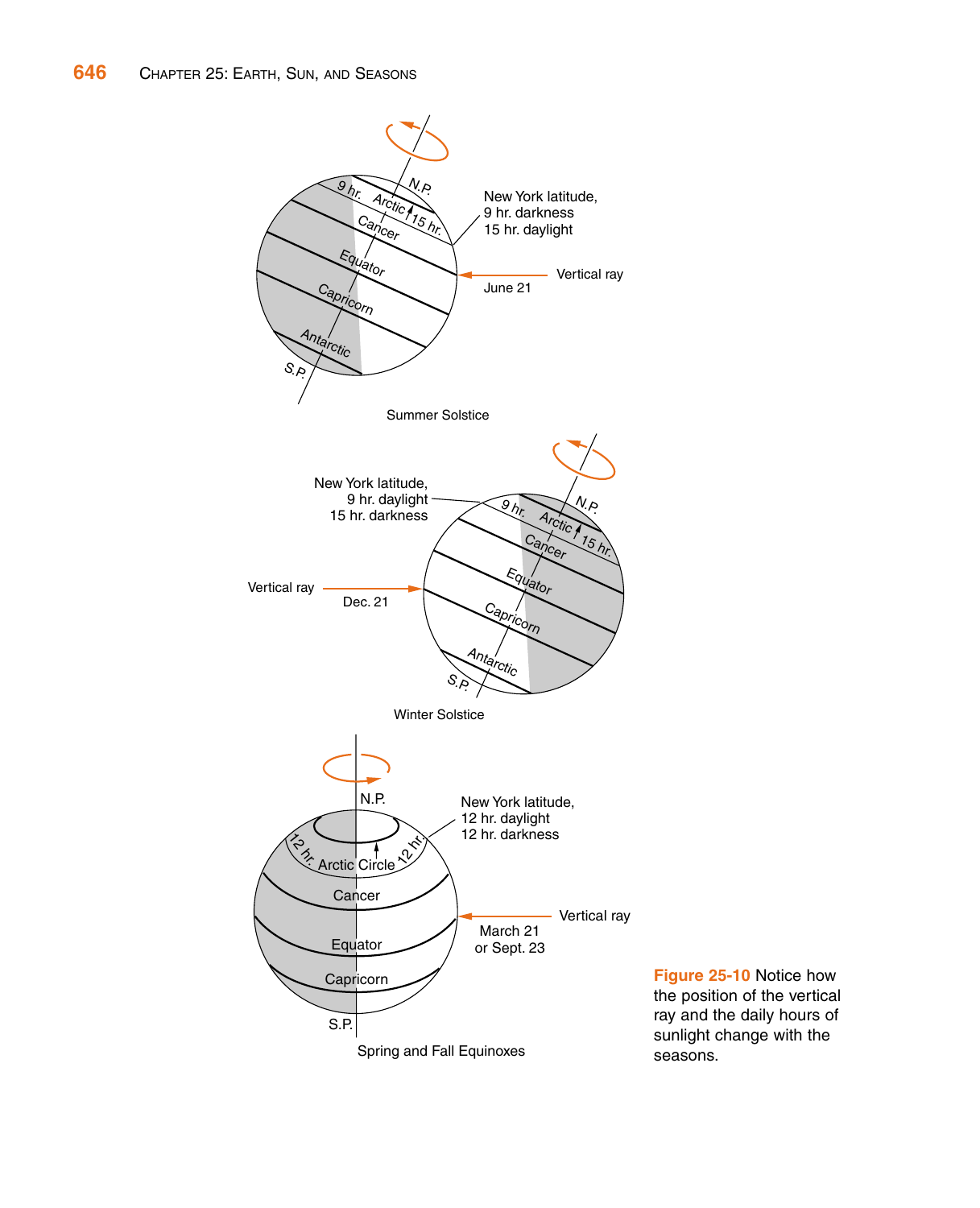Summer Solstice

Winter Solstice

Spring and Fall Equinoxes

**Figure 25-10** Notice how the position of the vertical ray and the daily hours of sunlight change with the seasons.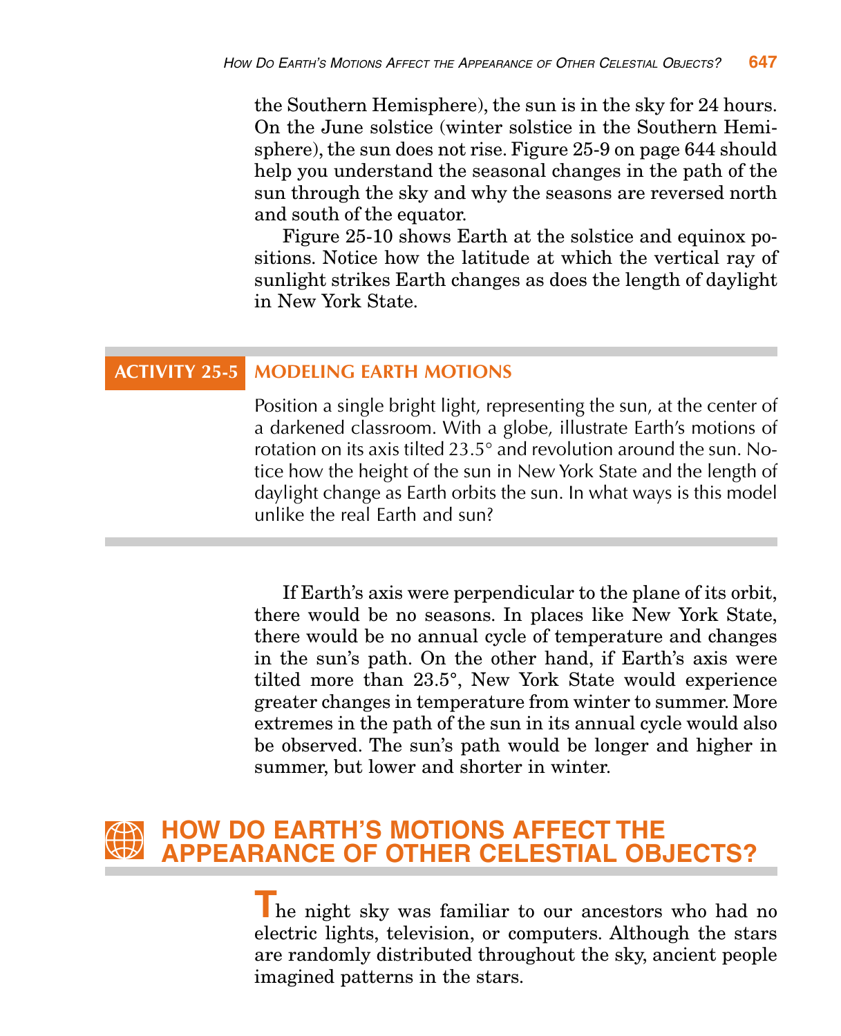the Southern Hemisphere), the sun is in the sky for 24 hours. On the June solstice (winter solstice in the Southern Hemisphere), the sun does not rise. Figure 25-9 on page 644 should help you understand the seasonal changes in the path of the sun through the sky and why the seasons are reversed north and south of the equator.

Figure 25-10 shows Earth at the solstice and equinox positions. Notice how the latitude at which the vertical ray of sunlight strikes Earth changes as does the length of daylight in New York State.

### ACTIVITY 25-5 MODELING EARTH MOTIONS

Position a single bright light, representing the sun, at the center of a darkened classroom. With a globe, illustrate Earth's motions of rotation on its axis tilted 23.5° and revolution around the sun. Notice how the height of the sun in New York State and the length of daylight change as Earth orbits the sun. In what ways is this model unlike the real Earth and sun?

If Earth's axis were perpendicular to the plane of its orbit, there would be no seasons. In places like New York State, there would be no annual cycle of temperature and changes in the sun's path. On the other hand, if Earth's axis were tilted more than 23.5°, New York State would experience greater changes in temperature from winter to summer. More extremes in the path of the sun in its annual cycle would also be observed. The sun's path would be longer and higher in summer, but lower and shorter in winter.

## HOW DO EARTH'S MOTIONS AFFECT THE APPEARANCE OF OTHER CELESTIAL OBJECTS?

The night sky was familiar to our ancestors who had no electric lights, television, or computers. Although the stars are randomly distributed throughout the sky, ancient people imagined patterns in the stars.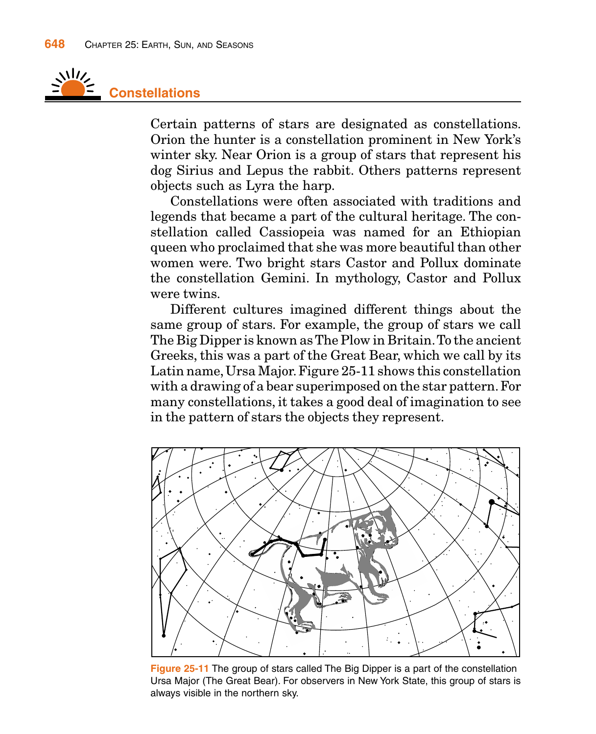## Constellations

Certain patterns of stars are designated as constellations. Orion the hunter is a constellation prominent in New York's winter sky. Near Orion is a group of stars that represent his dog Sirius and Lepus the rabbit. Others patterns represent objects such as Lyra the harp.

Constellations were often associated with traditions and legends that became a part of the cultural heritage. The constellation called Cassiopeia was named for an Ethiopian queen who proclaimed that she was more beautiful than other women were. Two bright stars Castor and Pollux dominate the constellation Gemini. In mythology, Castor and Pollux were twins.

Different cultures imagined different things about the same group of stars. For example, the group of stars we call The Big Dipper is known as The Plow in Britain. To the ancient Greeks, this was a part of the Great Bear, which we call by its Latin name, Ursa Major. Figure 25-11 shows this constellation with a drawing of a bear superimposed on the star pattern. For many constellations, it takes a good deal of imagination to see in the pattern of stars the objects they represent.

**Figure 25-11** The group of stars called The Big Dipper is a part of the constellation Ursa Major (The Great Bear). For observers in New York State, this group of stars is always visible in the northern sky.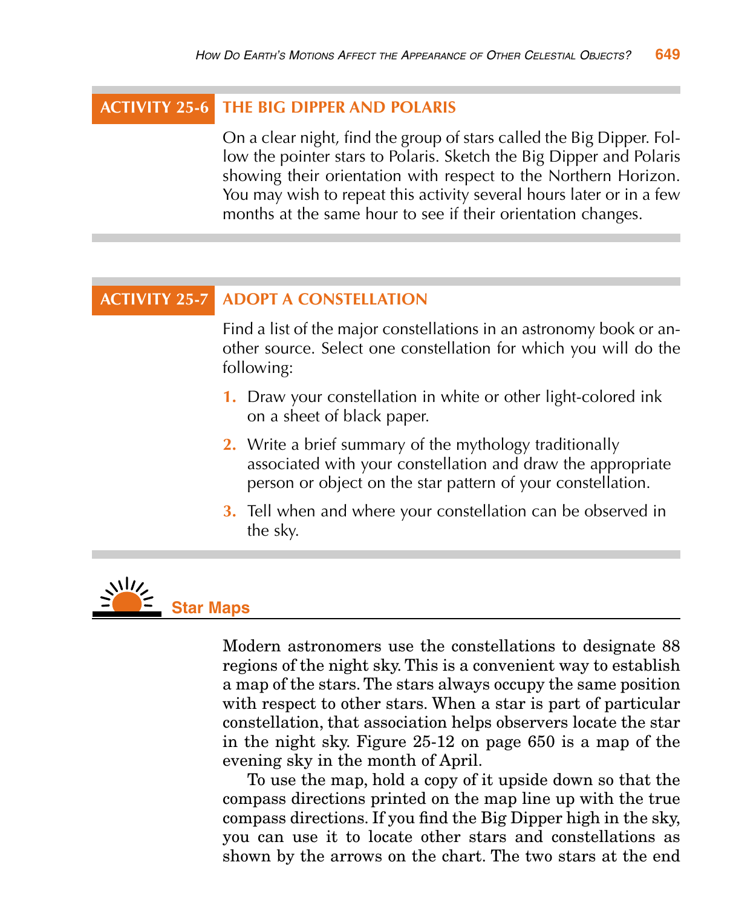## ACTIVITY 25-6 THE BIG DIPPER AND POLARIS

On a clear night, find the group of stars called the Big Dipper. Follow the pointer stars to Polaris. Sketch the Big Dipper and Polaris showing their orientation with respect to the Northern Horizon. You may wish to repeat this activity several hours later or in a few months at the same hour to see if their orientation changes.

## ACTIVITY 25-7 ADOPT A CONSTELLATION

Find a list of the major constellations in an astronomy book or another source. Select one constellation for which you will do the following:

1. Draw your constellation in white or other light-colored ink on a sheet of black paper.
2. Write a brief summary of the mythology traditionally associated with your constellation and draw the appropriate person or object on the star pattern of your constellation.
3. Tell when and where your constellation can be observed in the sky.

## Star Maps

Modern astronomers use the constellations to designate 88 regions of the night sky. This is a convenient way to establish a map of the stars. The stars always occupy the same position with respect to other stars. When a star is part of particular constellation, that association helps observers locate the star in the night sky. Figure 25-12 on page 650 is a map of the evening sky in the month of April.

To use the map, hold a copy of it upside down so that the compass directions printed on the map line up with the true compass directions. If you find the Big Dipper high in the sky, you can use it to locate other stars and constellations as shown by the arrows on the chart. The two stars at the end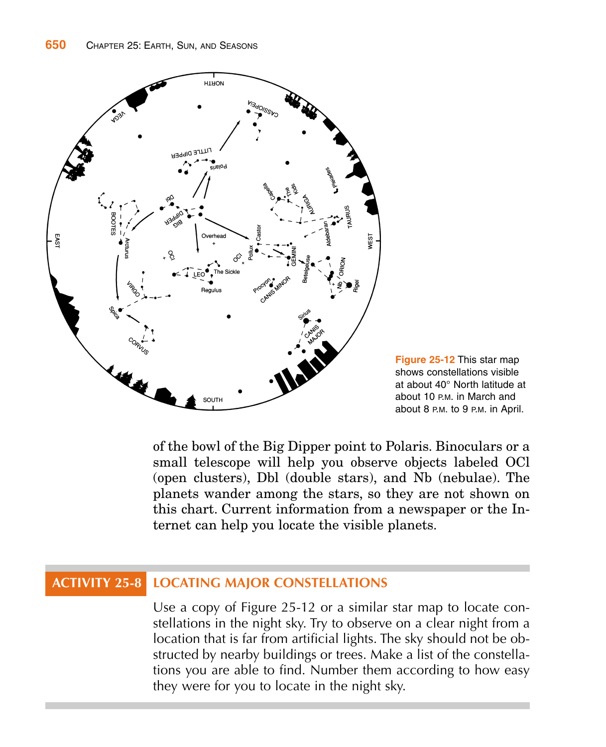Figure 25-12 This star map shows constellations visible at about 40° North latitude at about 10 P.M. in March and about 8 P.M. to 9 P.M. in April.

of the bowl of the Big Dipper point to Polaris. Binoculars or a small telescope will help you observe objects labeled OCl (open clusters), Dbl (double stars), and Nb (nebulae). The planets wander among the stars, so they are not shown on this chart. Current information from a newspaper or the Internet can help you locate the visible planets.

## ACTIVITY 25-8 LOCATING MAJOR CONSTELLATIONS

Use a copy of Figure 25-12 or a similar star map to locate constellations in the night sky. Try to observe on a clear night from a location that is far from artificial lights. The sky should not be obstructed by nearby buildings or trees. Make a list of the constellations you are able to find. Number them according to how easy they were for you to locate in the night sky.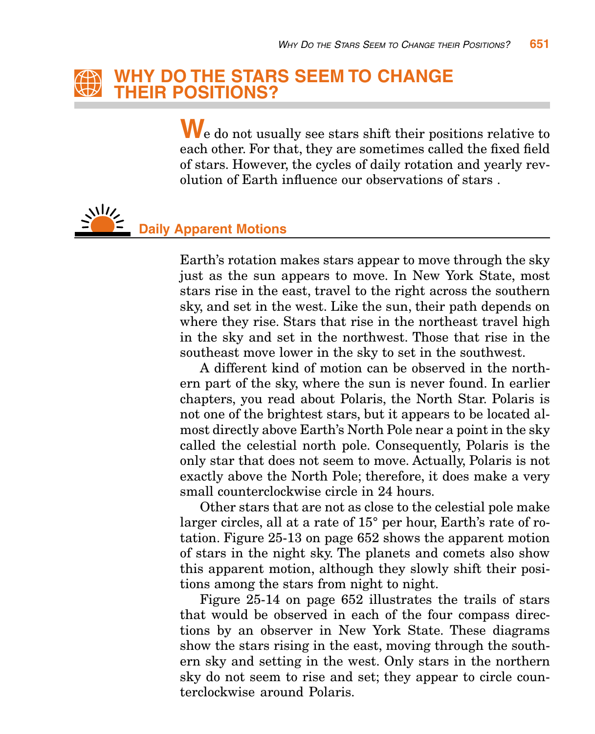# WHY DO THE STARS SEEM TO CHANGE THEIR POSITIONS?

We do not usually see stars shift their positions relative to each other. For that, they are sometimes called the fixed field of stars. However, the cycles of daily rotation and yearly revolution of Earth influence our observations of stars .

## Daily Apparent Motions

Earth's rotation makes stars appear to move through the sky just as the sun appears to move. In New York State, most stars rise in the east, travel to the right across the southern sky, and set in the west. Like the sun, their path depends on where they rise. Stars that rise in the northeast travel high in the sky and set in the northwest. Those that rise in the southeast move lower in the sky to set in the southwest.

A different kind of motion can be observed in the northern part of the sky, where the sun is never found. In earlier chapters, you read about Polaris, the North Star. Polaris is not one of the brightest stars, but it appears to be located almost directly above Earth's North Pole near a point in the sky called the celestial north pole. Consequently, Polaris is the only star that does not seem to move. Actually, Polaris is not exactly above the North Pole; therefore, it does make a very small counterclockwise circle in 24 hours.

Other stars that are not as close to the celestial pole make larger circles, all at a rate of 15° per hour, Earth's rate of rotation. Figure 25-13 on page 652 shows the apparent motion of stars in the night sky. The planets and comets also show this apparent motion, although they slowly shift their positions among the stars from night to night.

Figure 25-14 on page 652 illustrates the trails of stars that would be observed in each of the four compass directions by an observer in New York State. These diagrams show the stars rising in the east, moving through the southern sky and setting in the west. Only stars in the northern sky do not seem to rise and set; they appear to circle counterclockwise around Polaris.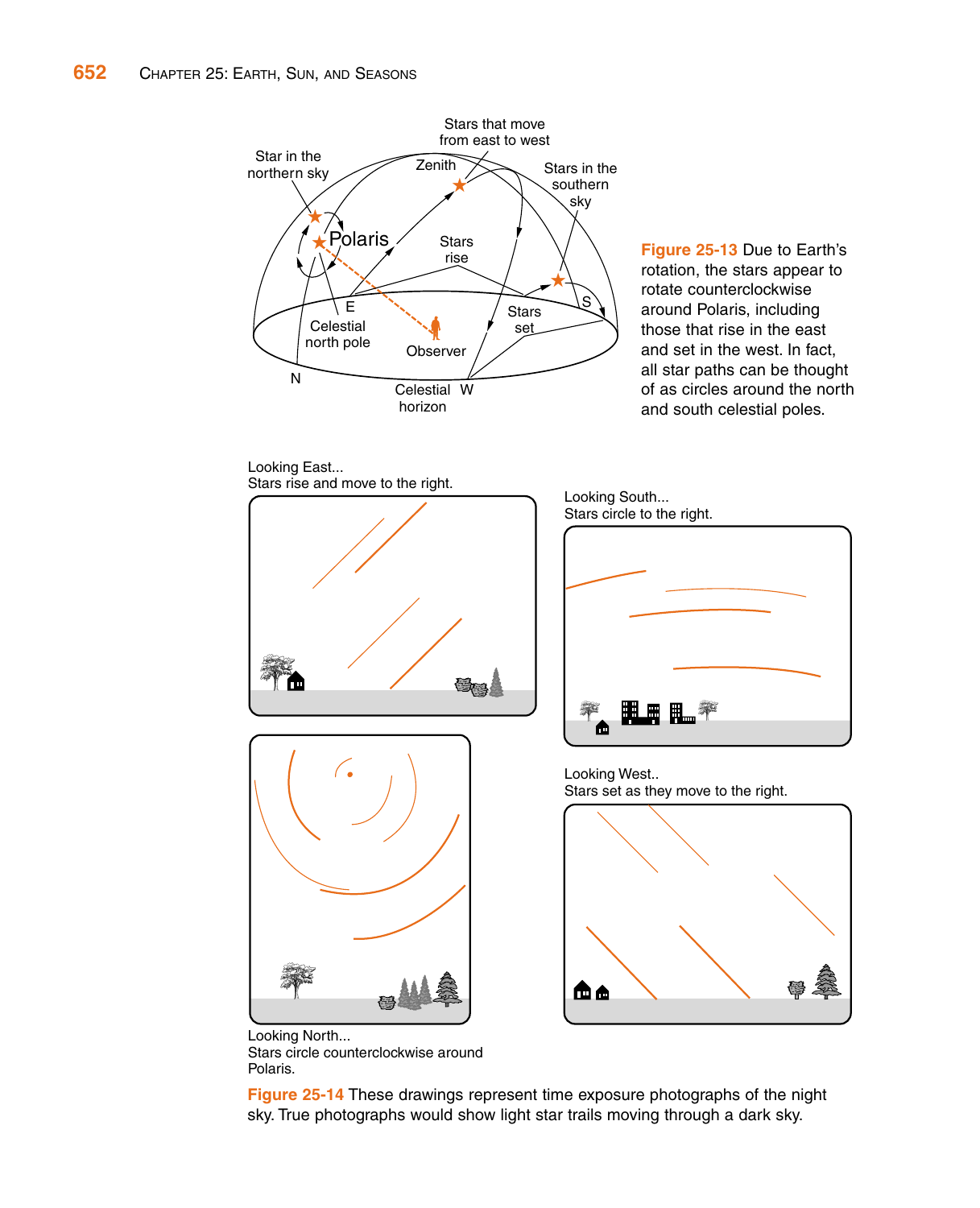Figure 25-13 Due to Earth's rotation, the stars appear to rotate counterclockwise around Polaris, including those that rise in the east and set in the west. In fact, all star paths can be thought of as circles around the north and south celestial poles.

Figure 25-14 These drawings represent time exposure photographs of the night sky. True photographs would show light star trails moving through a dark sky.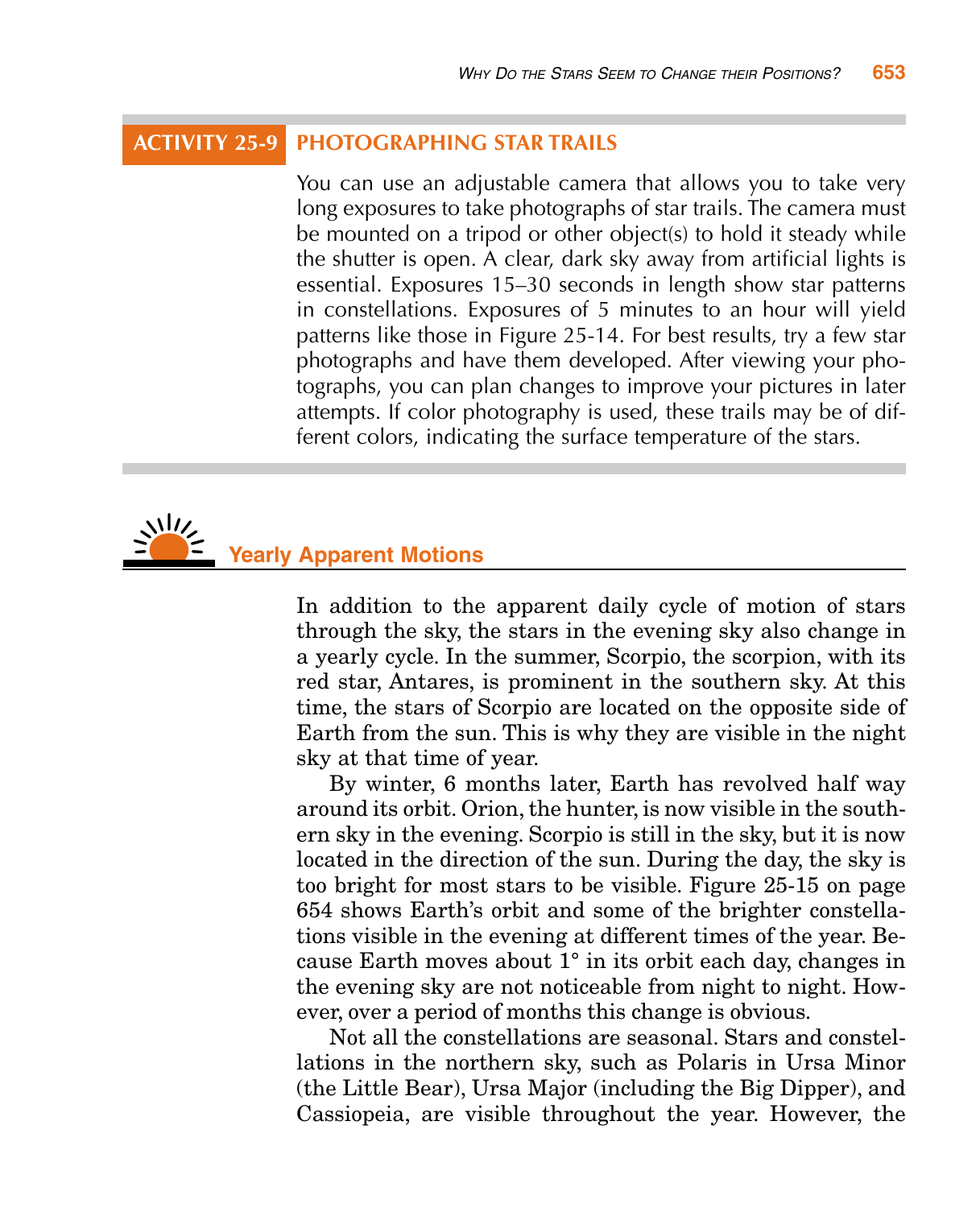## ACTIVITY 25-9 PHOTOGRAPHING STAR TRAILS

You can use an adjustable camera that allows you to take very long exposures to take photographs of star trails. The camera must be mounted on a tripod or other object(s) to hold it steady while the shutter is open. A clear, dark sky away from artificial lights is essential. Exposures 15–30 seconds in length show star patterns in constellations. Exposures of 5 minutes to an hour will yield patterns like those in Figure 25-14. For best results, try a few star photographs and have them developed. After viewing your photographs, you can plan changes to improve your pictures in later attempts. If color photography is used, these trails may be of different colors, indicating the surface temperature of the stars.

## Yearly Apparent Motions

In addition to the apparent daily cycle of motion of stars through the sky, the stars in the evening sky also change in a yearly cycle. In the summer, Scorpio, the scorpion, with its red star, Antares, is prominent in the southern sky. At this time, the stars of Scorpio are located on the opposite side of Earth from the sun. This is why they are visible in the night sky at that time of year.

By winter, 6 months later, Earth has revolved half way around its orbit. Orion, the hunter, is now visible in the southern sky in the evening. Scorpio is still in the sky, but it is now located in the direction of the sun. During the day, the sky is too bright for most stars to be visible. Figure 25-15 on page 654 shows Earth's orbit and some of the brighter constellations visible in the evening at different times of the year. Because Earth moves about 1° in its orbit each day, changes in the evening sky are not noticeable from night to night. However, over a period of months this change is obvious.

Not all the constellations are seasonal. Stars and constellations in the northern sky, such as Polaris in Ursa Minor (the Little Bear), Ursa Major (including the Big Dipper), and Cassiopeia, are visible throughout the year. However, the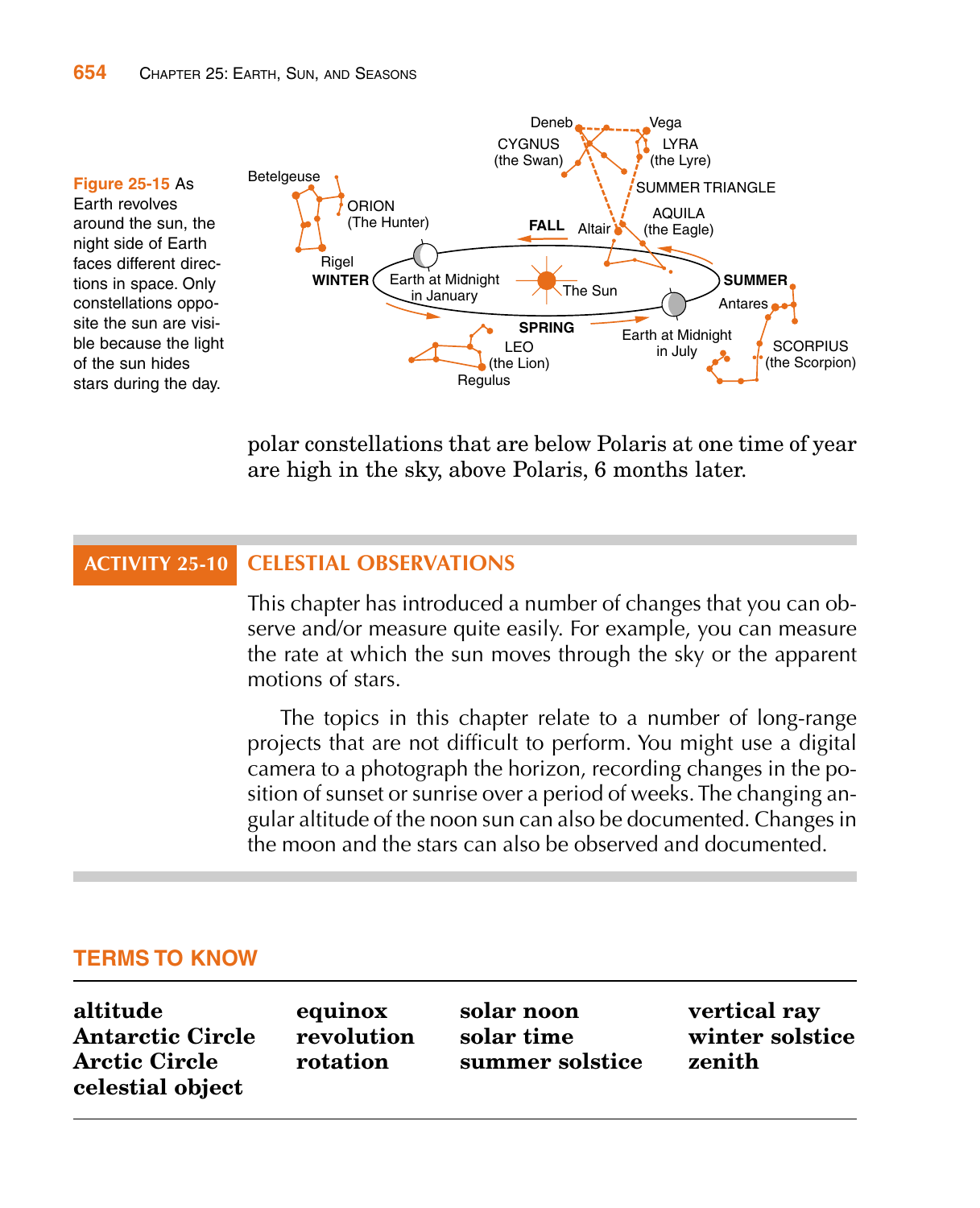**Figure 25-15** As Earth revolves around the sun, the night side of Earth faces different directions in space. Only constellations opposite the sun are visible because the light of the sun hides stars during the day.

polar constellations that are below Polaris at one time of year are high in the sky, above Polaris, 6 months later.

## ACTIVITY 25-10 CELESTIAL OBSERVATIONS

This chapter has introduced a number of changes that you can observe and/or measure quite easily. For example, you can measure the rate at which the sun moves through the sky or the apparent motions of stars.

The topics in this chapter relate to a number of long-range projects that are not difficult to perform. You might use a digital camera to a photograph the horizon, recording changes in the position of sunset or sunrise over a period of weeks. The changing angular altitude of the noon sun can also be documented. Changes in the moon and the stars can also be observed and documented.

## TERMS TO KNOW

| | | | |
|---|---|---|---|
| **altitude** | **equinox** | **solar noon** | **vertical ray** |
| **Antarctic Circle** | **revolution** | **solar time** | **winter solstice** |
| **Arctic Circle** | **rotation** | **summer solstice** | **zenith** |
| **celestial object** | | | |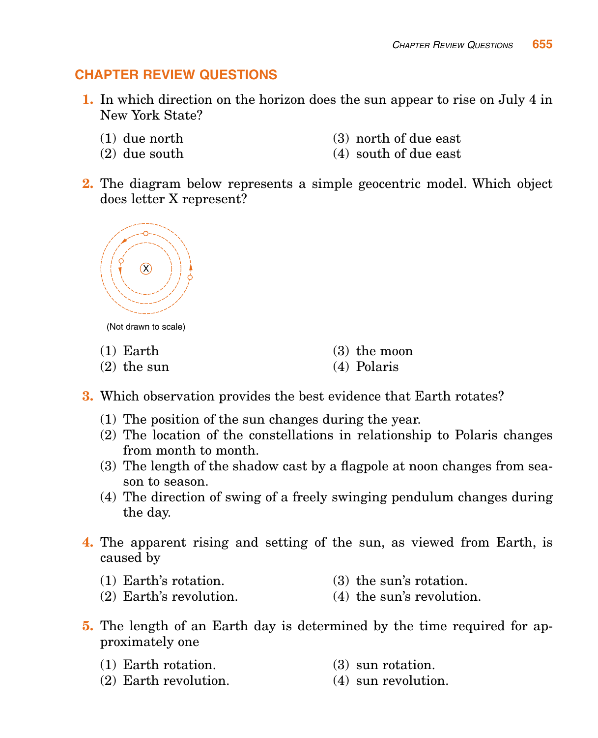## CHAPTER REVIEW QUESTIONS

**1.** In which direction on the horizon does the sun appear to rise on July 4 in New York State?

(1) due north
(2) due south
(3) north of due east
(4) south of due east

**2.** The diagram below represents a simple geocentric model. Which object does letter X represent?

(Not drawn to scale)

(1) Earth
(2) the sun
(3) the moon
(4) Polaris

**3.** Which observation provides the best evidence that Earth rotates?

(1) The position of the sun changes during the year.
(2) The location of the constellations in relationship to Polaris changes from month to month.
(3) The length of the shadow cast by a flagpole at noon changes from season to season.
(4) The direction of swing of a freely swinging pendulum changes during the day.

**4.** The apparent rising and setting of the sun, as viewed from Earth, is caused by

(1) Earth's rotation.
(2) Earth's revolution.
(3) the sun's rotation.
(4) the sun's revolution.

**5.** The length of an Earth day is determined by the time required for approximately one

(1) Earth rotation.
(2) Earth revolution.
(3) sun rotation.
(4) sun revolution.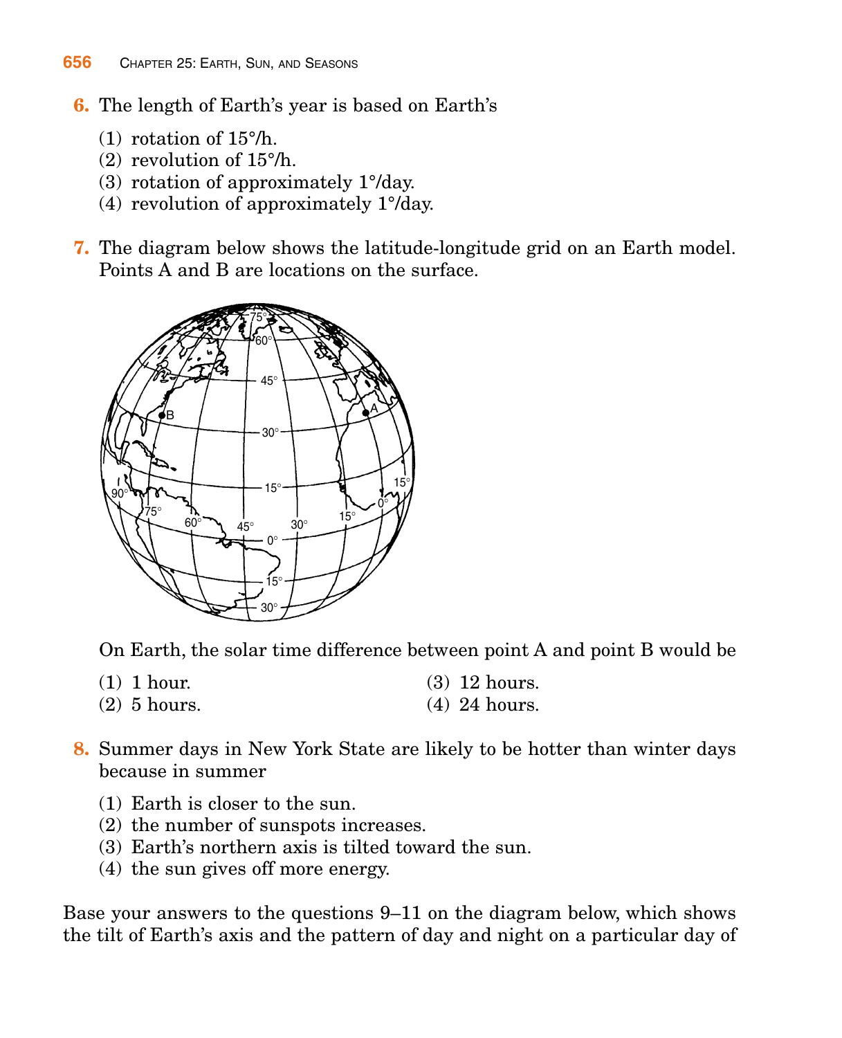6. The length of Earth's year is based on Earth's

   (1) rotation of 15°/h.
   (2) revolution of 15°/h.
   (3) rotation of approximately 1°/day.
   (4) revolution of approximately 1°/day.

7. The diagram below shows the latitude-longitude grid on an Earth model. Points A and B are locations on the surface.

   On Earth, the solar time difference between point A and point B would be

   (1) 1 hour.
   (2) 5 hours.
   (3) 12 hours.
   (4) 24 hours.

8. Summer days in New York State are likely to be hotter than winter days because in summer

   (1) Earth is closer to the sun.
   (2) the number of sunspots increases.
   (3) Earth's northern axis is tilted toward the sun.
   (4) the sun gives off more energy.

Base your answers to the questions 9–11 on the diagram below, which shows the tilt of Earth's axis and the pattern of day and night on a particular day of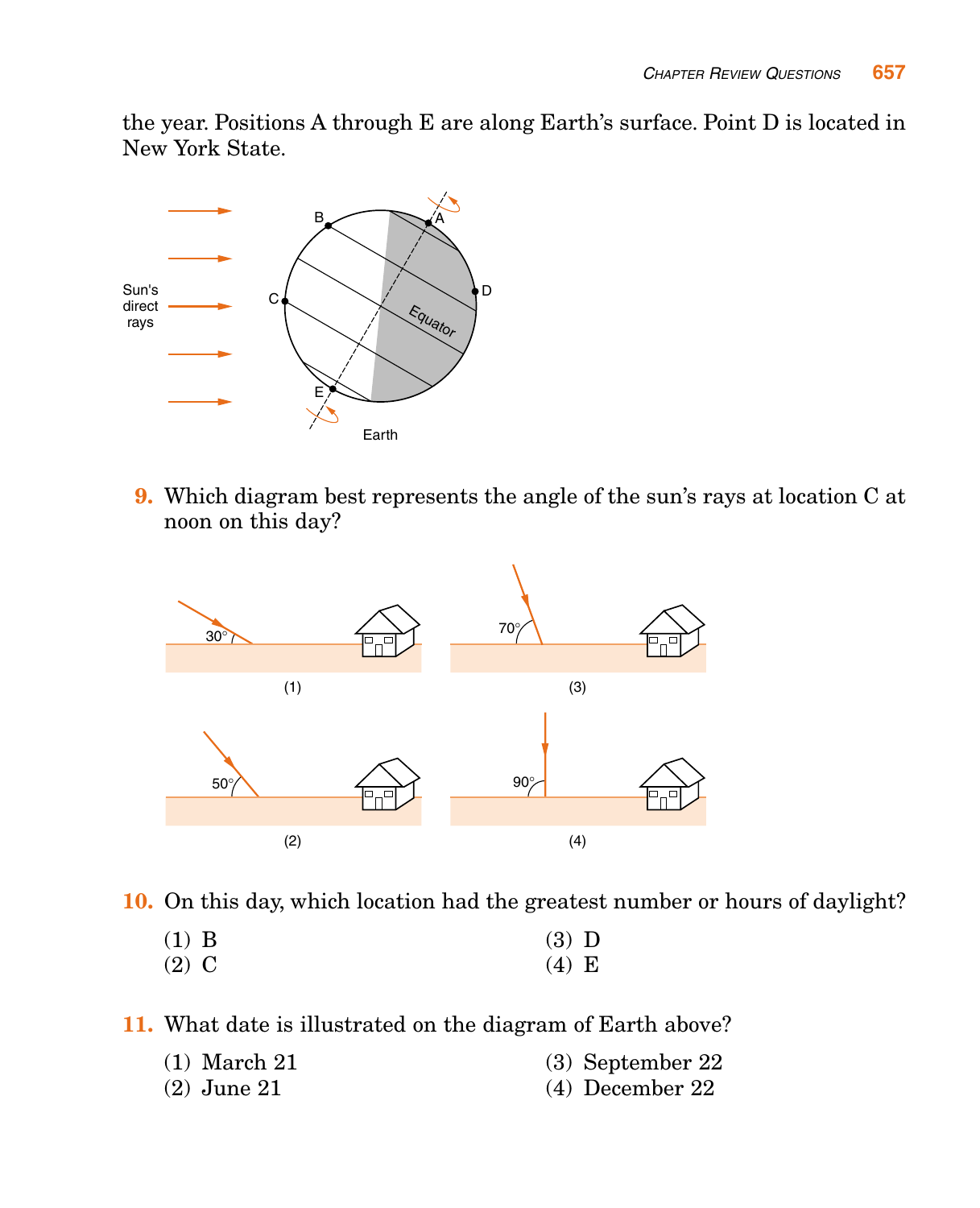the year. Positions A through E are along Earth's surface. Point D is located in New York State.

**9.** Which diagram best represents the angle of the sun's rays at location C at noon on this day?

(1) 30°
(2) 50°
(3) 70°
(4) 90°

**10.** On this day, which location had the greatest number or hours of daylight?

(1) B
(2) C
(3) D
(4) E

**11.** What date is illustrated on the diagram of Earth above?

(1) March 21
(2) June 21
(3) September 22
(4) December 22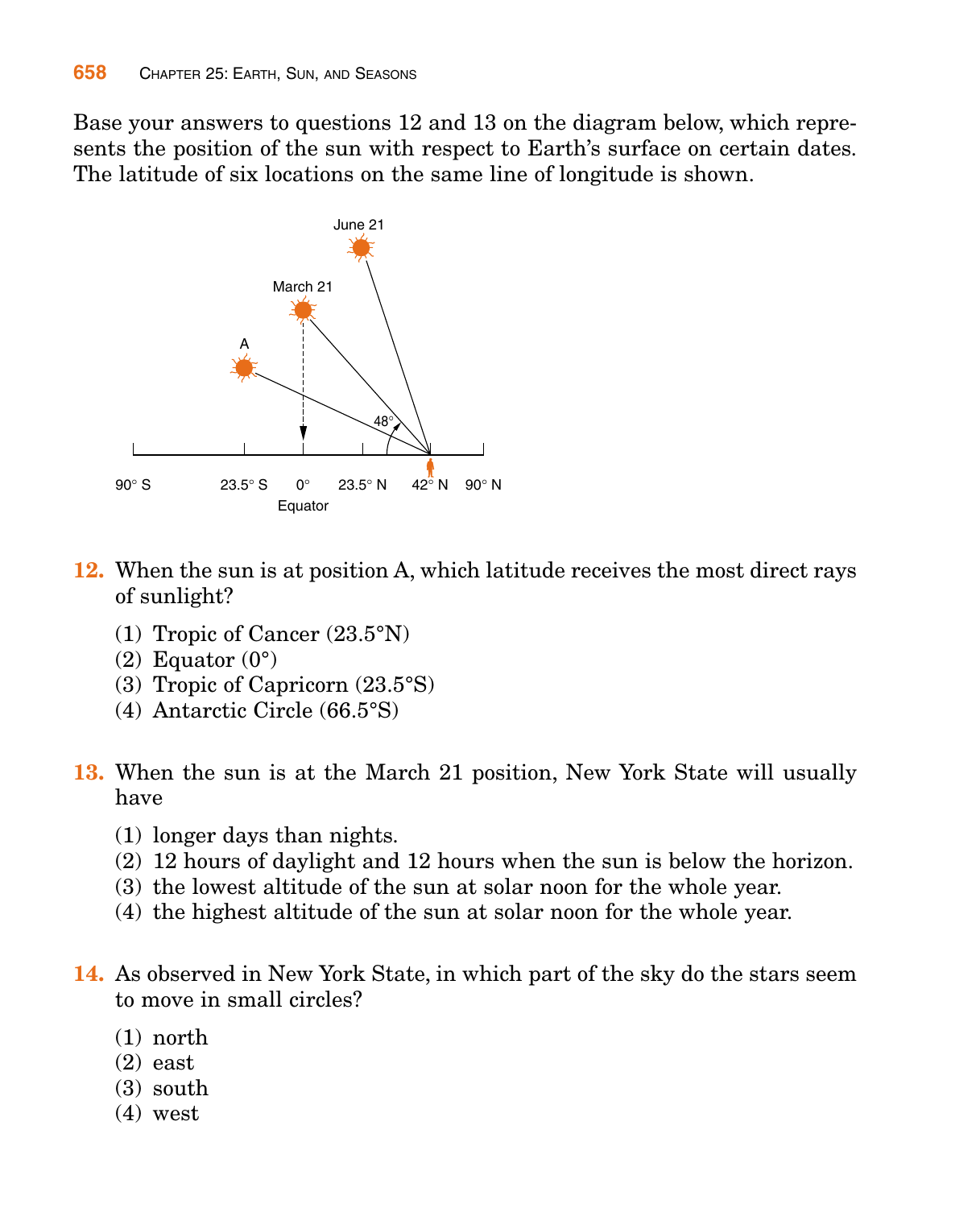Base your answers to questions 12 and 13 on the diagram below, which represents the position of the sun with respect to Earth's surface on certain dates. The latitude of six locations on the same line of longitude is shown.

**12.** When the sun is at position A, which latitude receives the most direct rays of sunlight?

(1) Tropic of Cancer (23.5°N)
(2) Equator (0°)
(3) Tropic of Capricorn (23.5°S)
(4) Antarctic Circle (66.5°S)

**13.** When the sun is at the March 21 position, New York State will usually have

(1) longer days than nights.
(2) 12 hours of daylight and 12 hours when the sun is below the horizon.
(3) the lowest altitude of the sun at solar noon for the whole year.
(4) the highest altitude of the sun at solar noon for the whole year.

**14.** As observed in New York State, in which part of the sky do the stars seem to move in small circles?

(1) north
(2) east
(3) south
(4) west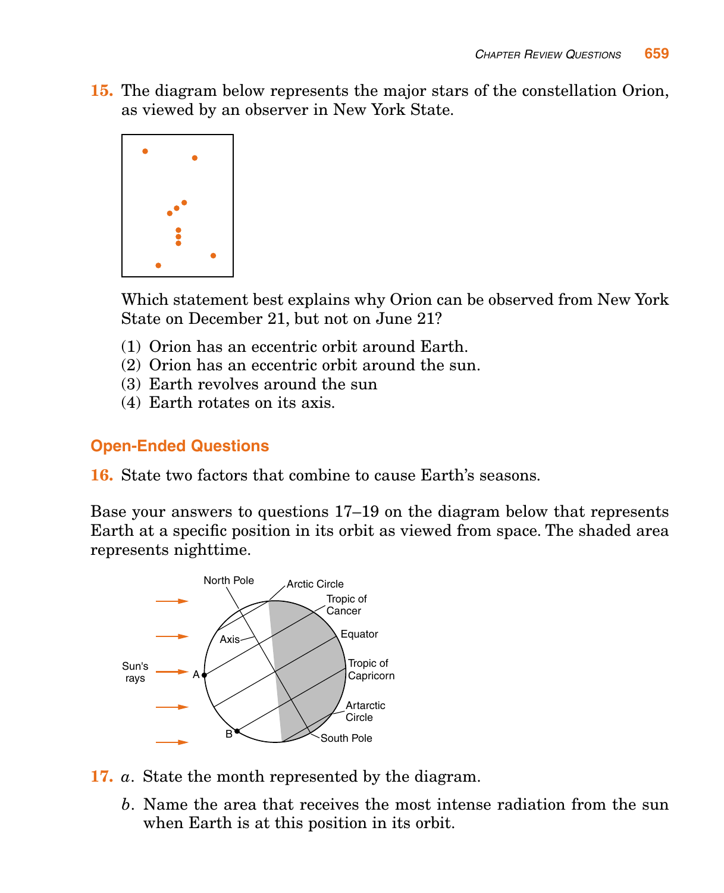**15.** The diagram below represents the major stars of the constellation Orion, as viewed by an observer in New York State.

Which statement best explains why Orion can be observed from New York State on December 21, but not on June 21?

(1) Orion has an eccentric orbit around Earth.
(2) Orion has an eccentric orbit around the sun.
(3) Earth revolves around the sun
(4) Earth rotates on its axis.

## Open-Ended Questions

**16.** State two factors that combine to cause Earth's seasons.

Base your answers to questions 17–19 on the diagram below that represents Earth at a specific position in its orbit as viewed from space. The shaded area represents nighttime.

**17.** *a.* State the month represented by the diagram.

*b.* Name the area that receives the most intense radiation from the sun when Earth is at this position in its orbit.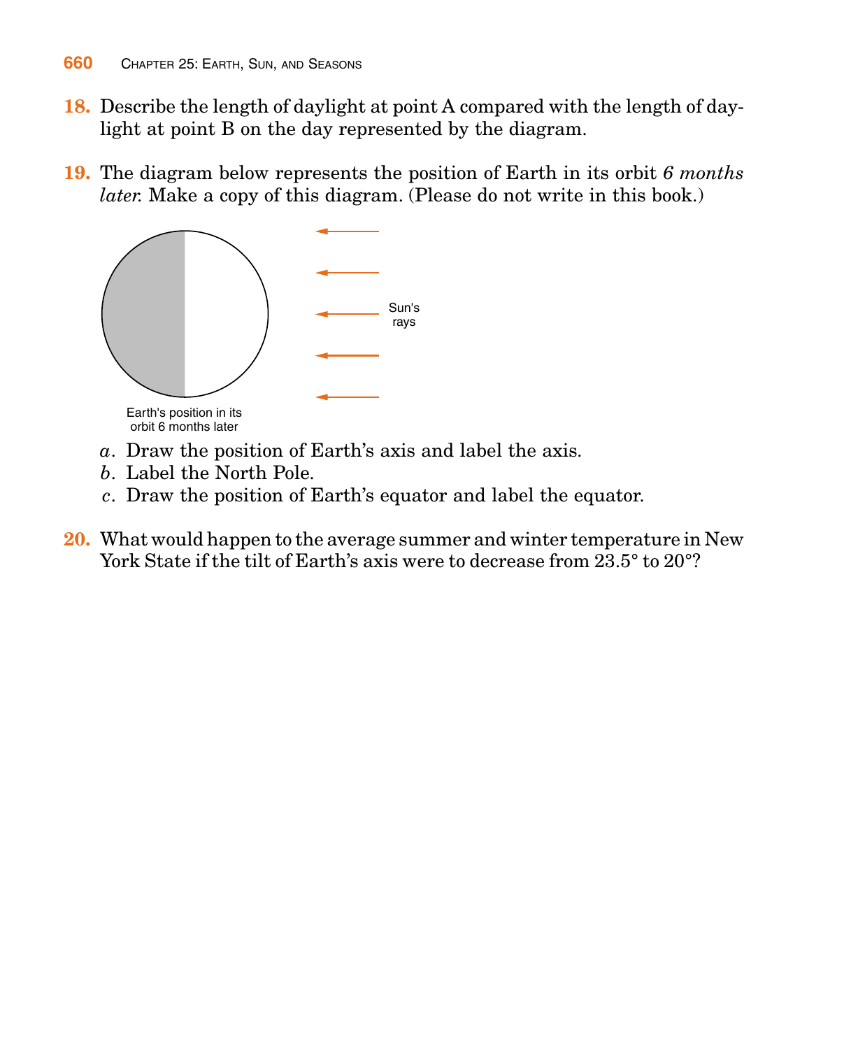18. Describe the length of daylight at point A compared with the length of daylight at point B on the day represented by the diagram.

19. The diagram below represents the position of Earth in its orbit *6 months later*. Make a copy of this diagram. (Please do not write in this book.)

Sun's rays

Earth's position in its orbit 6 months later

*a*. Draw the position of Earth's axis and label the axis.
*b*. Label the North Pole.
*c*. Draw the position of Earth's equator and label the equator.

20. What would happen to the average summer and winter temperature in New York State if the tilt of Earth's axis were to decrease from 23.5° to 20°?